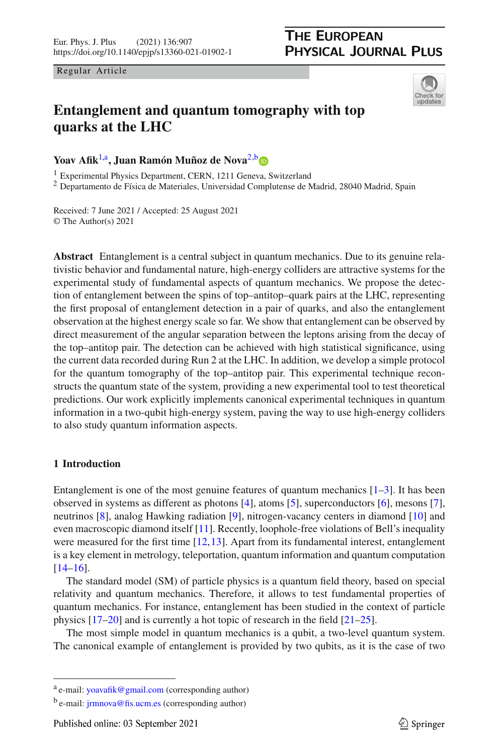Regular Article

# Entanglement and quantum tomography with top quarks at the LHC

**Yoav Afik**[1,a], **Juan Ramón Muñoz de Nova**[2,b]

[1] Experimental Physics Department, CERN, 1211 Geneva, Switzerland
[2] Departamento de Física de Materiales, Universidad Complutense de Madrid, 28040 Madrid, Spain

Received: 7 June 2021 / Accepted: 25 August 2021
© The Author(s) 2021

**Abstract** Entanglement is a central subject in quantum mechanics. Due to its genuine relativistic behavior and fundamental nature, high-energy colliders are attractive systems for the experimental study of fundamental aspects of quantum mechanics. We propose the detection of entanglement between the spins of top–antitop–quark pairs at the LHC, representing the first proposal of entanglement detection in a pair of quarks, and also the entanglement observation at the highest energy scale so far. We show that entanglement can be observed by direct measurement of the angular separation between the leptons arising from the decay of the top–antitop pair. The detection can be achieved with high statistical significance, using the current data recorded during Run 2 at the LHC. In addition, we develop a simple protocol for the quantum tomography of the top–antitop pair. This experimental technique reconstructs the quantum state of the system, providing a new experimental tool to test theoretical predictions. Our work explicitly implements canonical experimental techniques in quantum information in a two-qubit high-energy system, paving the way to use high-energy colliders to also study quantum information aspects.

## 1 Introduction

Entanglement is one of the most genuine features of quantum mechanics [1–3]. It has been observed in systems as different as photons [4], atoms [5], superconductors [6], mesons [7], neutrinos [8], analog Hawking radiation [9], nitrogen-vacancy centers in diamond [10] and even macroscopic diamond itself [11]. Recently, loophole-free violations of Bell's inequality were measured for the first time [12,13]. Apart from its fundamental interest, entanglement is a key element in metrology, teleportation, quantum information and quantum computation [14–16].

The standard model (SM) of particle physics is a quantum field theory, based on special relativity and quantum mechanics. Therefore, it allows to test fundamental properties of quantum mechanics. For instance, entanglement has been studied in the context of particle physics [17–20] and is currently a hot topic of research in the field [21–25].

The most simple model in quantum mechanics is a qubit, a two-level quantum system. The canonical example of entanglement is provided by two qubits, as it is the case of two

---

[a] e-mail: yoavafik@gmail.com (corresponding author)

[b] e-mail: jrmnova@fis.ucm.es (corresponding author)

Published online: 03 September 2021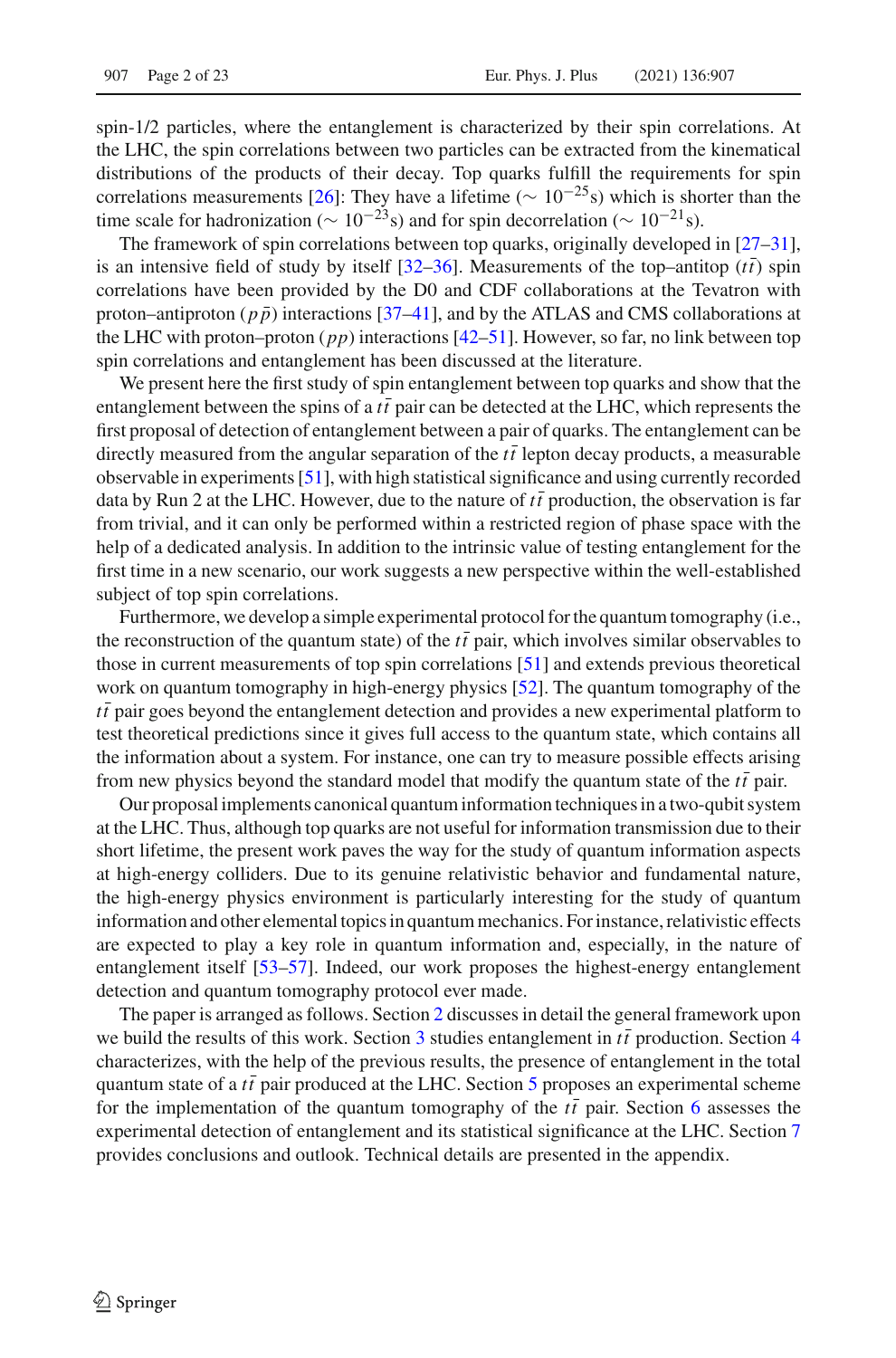spin-1/2 particles, where the entanglement is characterized by their spin correlations. At the LHC, the spin correlations between two particles can be extracted from the kinematical distributions of the products of their decay. Top quarks fulfill the requirements for spin correlations measurements [26]: They have a lifetime ($\sim 10^{-25}$s) which is shorter than the time scale for hadronization ($\sim 10^{-23}$s) and for spin decorrelation ($\sim 10^{-21}$s).

The framework of spin correlations between top quarks, originally developed in [27–31], is an intensive field of study by itself [32–36]. Measurements of the top–antitop ($t\bar{t}$) spin correlations have been provided by the D0 and CDF collaborations at the Tevatron with proton–antiproton ($p\bar{p}$) interactions [37–41], and by the ATLAS and CMS collaborations at the LHC with proton–proton ($pp$) interactions [42–51]. However, so far, no link between top spin correlations and entanglement has been discussed at the literature.

We present here the first study of spin entanglement between top quarks and show that the entanglement between the spins of a $t\bar{t}$ pair can be detected at the LHC, which represents the first proposal of detection of entanglement between a pair of quarks. The entanglement can be directly measured from the angular separation of the $t\bar{t}$ lepton decay products, a measurable observable in experiments [51], with high statistical significance and using currently recorded data by Run 2 at the LHC. However, due to the nature of $t\bar{t}$ production, the observation is far from trivial, and it can only be performed within a restricted region of phase space with the help of a dedicated analysis. In addition to the intrinsic value of testing entanglement for the first time in a new scenario, our work suggests a new perspective within the well-established subject of top spin correlations.

Furthermore, we develop a simple experimental protocol for the quantum tomography (i.e., the reconstruction of the quantum state) of the $t\bar{t}$ pair, which involves similar observables to those in current measurements of top spin correlations [51] and extends previous theoretical work on quantum tomography in high-energy physics [52]. The quantum tomography of the $t\bar{t}$ pair goes beyond the entanglement detection and provides a new experimental platform to test theoretical predictions since it gives full access to the quantum state, which contains all the information about a system. For instance, one can try to measure possible effects arising from new physics beyond the standard model that modify the quantum state of the $t\bar{t}$ pair.

Our proposal implements canonical quantum information techniques in a two-qubit system at the LHC. Thus, although top quarks are not useful for information transmission due to their short lifetime, the present work paves the way for the study of quantum information aspects at high-energy colliders. Due to its genuine relativistic behavior and fundamental nature, the high-energy physics environment is particularly interesting for the study of quantum information and other elemental topics in quantum mechanics. For instance, relativistic effects are expected to play a key role in quantum information and, especially, in the nature of entanglement itself [53–57]. Indeed, our work proposes the highest-energy entanglement detection and quantum tomography protocol ever made.

The paper is arranged as follows. Section 2 discusses in detail the general framework upon we build the results of this work. Section 3 studies entanglement in $t\bar{t}$ production. Section 4 characterizes, with the help of the previous results, the presence of entanglement in the total quantum state of a $t\bar{t}$ pair produced at the LHC. Section 5 proposes an experimental scheme for the implementation of the quantum tomography of the $t\bar{t}$ pair. Section 6 assesses the experimental detection of entanglement and its statistical significance at the LHC. Section 7 provides conclusions and outlook. Technical details are presented in the appendix.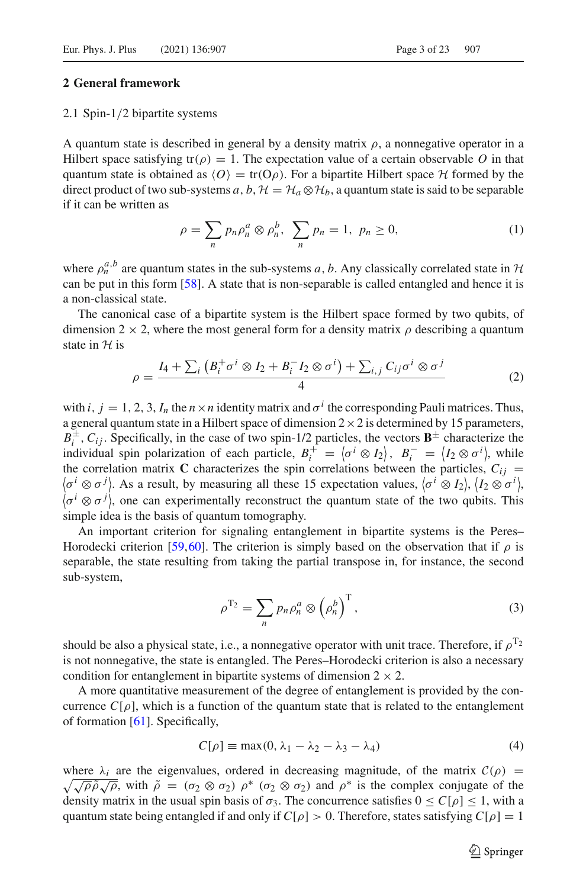## 2 General framework

### 2.1 Spin-1/2 bipartite systems

A quantum state is described in general by a density matrix $\rho$, a nonnegative operator in a Hilbert space satisfying $\text{tr}(\rho) = 1$. The expectation value of a certain observable $O$ in that quantum state is obtained as $\langle O \rangle = \text{tr}(O\rho)$. For a bipartite Hilbert space $\mathcal{H}$ formed by the direct product of two sub-systems $a, b$, $\mathcal{H} = \mathcal{H}_a \otimes \mathcal{H}_b$, a quantum state is said to be separable if it can be written as

$$\rho = \sum_n p_n \rho_n^a \otimes \rho_n^b, \quad \sum_n p_n = 1, \ p_n \geq 0, \tag{1}$$

where $\rho_n^{a,b}$ are quantum states in the sub-systems $a, b$. Any classically correlated state in $\mathcal{H}$ can be put in this form [58]. A state that is non-separable is called entangled and hence it is a non-classical state.

The canonical case of a bipartite system is the Hilbert space formed by two qubits, of dimension $2 \times 2$, where the most general form for a density matrix $\rho$ describing a quantum state in $\mathcal{H}$ is

$$\rho = \frac{I_4 + \sum_i \left(B_i^+ \sigma^i \otimes I_2 + B_i^- I_2 \otimes \sigma^i\right) + \sum_{i,j} C_{ij} \sigma^i \otimes \sigma^j}{4} \tag{2}$$

with $i, j = 1, 2, 3$, $I_n$ the $n \times n$ identity matrix and $\sigma^i$ the corresponding Pauli matrices. Thus, a general quantum state in a Hilbert space of dimension $2 \times 2$ is determined by 15 parameters, $B_i^\pm$, $C_{ij}$. Specifically, in the case of two spin-1/2 particles, the vectors $\mathbf{B}^\pm$ characterize the individual spin polarization of each particle, $B_i^+ = \langle \sigma^i \otimes I_2 \rangle$, $B_i^- = \langle I_2 \otimes \sigma^i \rangle$, while the correlation matrix $\mathbf{C}$ characterizes the spin correlations between the particles, $C_{ij} = \langle \sigma^i \otimes \sigma^j \rangle$. As a result, by measuring all these 15 expectation values, $\langle \sigma^i \otimes I_2 \rangle$, $\langle I_2 \otimes \sigma^i \rangle$, $\langle \sigma^i \otimes \sigma^j \rangle$, one can experimentally reconstruct the quantum state of the two qubits. This simple idea is the basis of quantum tomography.

An important criterion for signaling entanglement in bipartite systems is the Peres–Horodecki criterion [59,60]. The criterion is simply based on the observation that if $\rho$ is separable, the state resulting from taking the partial transpose in, for instance, the second sub-system,

$$\rho^{\text{T}_2} = \sum_n p_n \rho_n^a \otimes \left(\rho_n^b\right)^{\text{T}}, \tag{3}$$

should be also a physical state, i.e., a nonnegative operator with unit trace. Therefore, if $\rho^{\text{T}_2}$ is not nonnegative, the state is entangled. The Peres–Horodecki criterion is also a necessary condition for entanglement in bipartite systems of dimension $2 \times 2$.

A more quantitative measurement of the degree of entanglement is provided by the concurrence $C[\rho]$, which is a function of the quantum state that is related to the entanglement of formation [61]. Specifically,

$$C[\rho] \equiv \max(0, \lambda_1 - \lambda_2 - \lambda_3 - \lambda_4) \tag{4}$$

where $\lambda_i$ are the eigenvalues, ordered in decreasing magnitude, of the matrix $\mathcal{C}(\rho) = \sqrt{\sqrt{\rho}\tilde{\rho}\sqrt{\rho}}$, with $\tilde{\rho} = (\sigma_2 \otimes \sigma_2)\ \rho^*\ (\sigma_2 \otimes \sigma_2)$ and $\rho^*$ is the complex conjugate of the density matrix in the usual spin basis of $\sigma_3$. The concurrence satisfies $0 \leq C[\rho] \leq 1$, with a quantum state being entangled if and only if $C[\rho] > 0$. Therefore, states satisfying $C[\rho] = 1$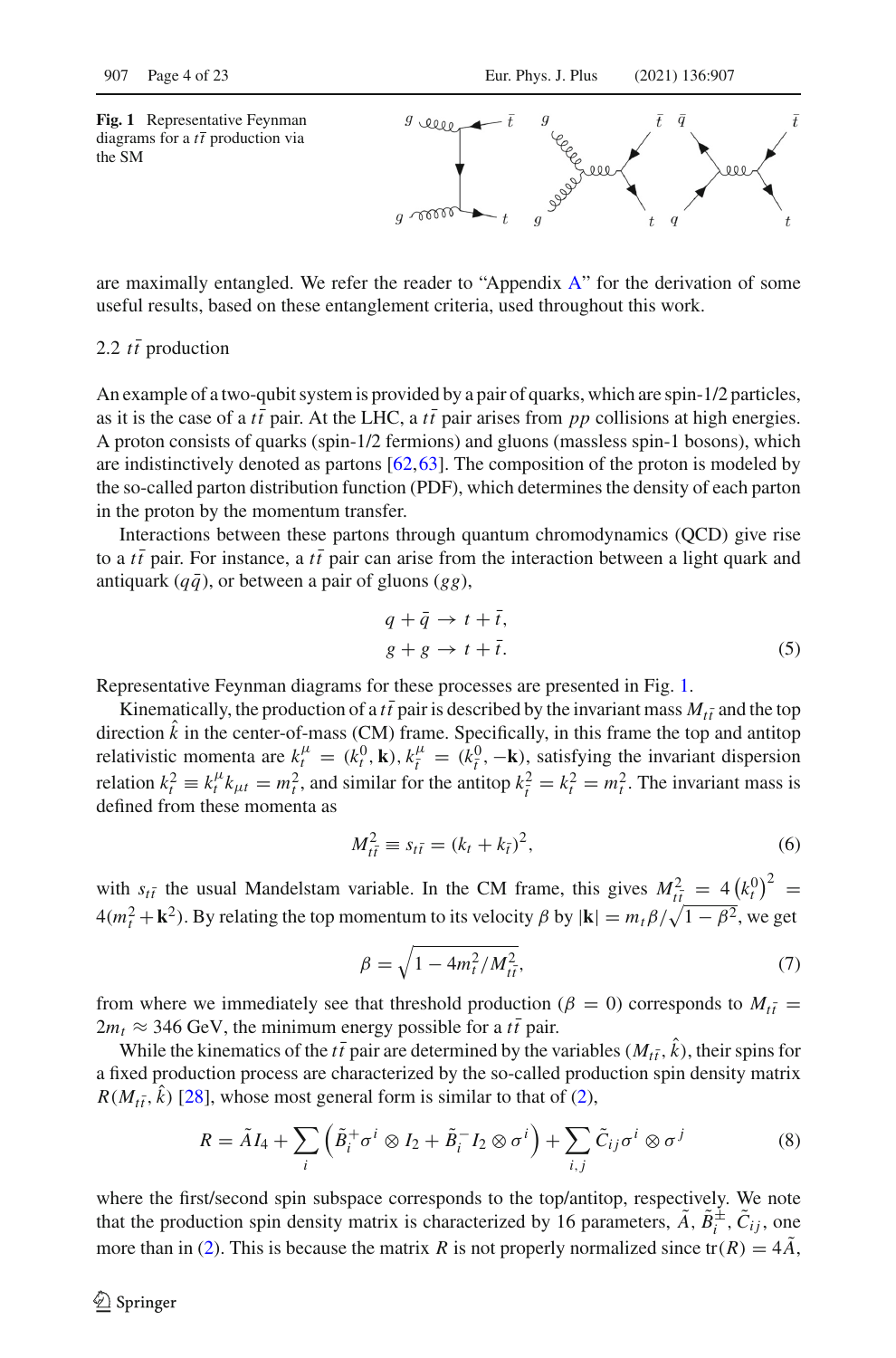**Fig. 1** Representative Feynman diagrams for a $t\bar{t}$ production via the SM

are maximally entangled. We refer the reader to "Appendix A" for the derivation of some useful results, based on these entanglement criteria, used throughout this work.

### 2.2 $t\bar{t}$ production

An example of a two-qubit system is provided by a pair of quarks, which are spin-1/2 particles, as it is the case of a $t\bar{t}$ pair. At the LHC, a $t\bar{t}$ pair arises from $pp$ collisions at high energies. A proton consists of quarks (spin-1/2 fermions) and gluons (massless spin-1 bosons), which are indistinctively denoted as partons [62,63]. The composition of the proton is modeled by the so-called parton distribution function (PDF), which determines the density of each parton in the proton by the momentum transfer.

Interactions between these partons through quantum chromodynamics (QCD) give rise to a $t\bar{t}$ pair. For instance, a $t\bar{t}$ pair can arise from the interaction between a light quark and antiquark ($q\bar{q}$), or between a pair of gluons ($gg$),

$$
\begin{aligned}
q + \bar{q} &\rightarrow t + \bar{t}, \\
g + g &\rightarrow t + \bar{t}.
\end{aligned}
\tag{5}
$$

Representative Feynman diagrams for these processes are presented in Fig. 1.

Kinematically, the production of a $t\bar{t}$ pair is described by the invariant mass $M_{t\bar{t}}$ and the top direction $\hat{k}$ in the center-of-mass (CM) frame. Specifically, in this frame the top and antitop relativistic momenta are $k_t^\mu = (k_t^0, \mathbf{k})$, $k_{\bar{t}}^\mu = (k_{\bar{t}}^0, -\mathbf{k})$, satisfying the invariant dispersion relation $k_t^2 \equiv k_t^\mu k_{\mu t} = m_t^2$, and similar for the antitop $k_{\bar{t}}^2 = k_t^2 = m_t^2$. The invariant mass is defined from these momenta as

$$
M_{t\bar{t}}^2 \equiv s_{t\bar{t}} = (k_t + k_{\bar{t}})^2,
\tag{6}
$$

with $s_{t\bar{t}}$ the usual Mandelstam variable. In the CM frame, this gives $M_{t\bar{t}}^2 = 4\left(k_t^0\right)^2 = 4(m_t^2 + \mathbf{k}^2)$. By relating the top momentum to its velocity $\beta$ by $|\mathbf{k}| = m_t\beta/\sqrt{1-\beta^2}$, we get

$$
\beta = \sqrt{1 - 4m_t^2/M_{t\bar{t}}^2},
\tag{7}
$$

from where we immediately see that threshold production ($\beta = 0$) corresponds to $M_{t\bar{t}} = 2m_t \approx 346$ GeV, the minimum energy possible for a $t\bar{t}$ pair.

While the kinematics of the $t\bar{t}$ pair are determined by the variables $(M_{t\bar{t}}, \hat{k})$, their spins for a fixed production process are characterized by the so-called production spin density matrix $R(M_{t\bar{t}}, \hat{k})$ [28], whose most general form is similar to that of (2),

$$
R = \tilde{A} I_4 + \sum_i \left( \tilde{B}_i^+ \sigma^i \otimes I_2 + \tilde{B}_i^- I_2 \otimes \sigma^i \right) + \sum_{i,j} \tilde{C}_{ij} \sigma^i \otimes \sigma^j
\tag{8}
$$

where the first/second spin subspace corresponds to the top/antitop, respectively. We note that the production spin density matrix is characterized by 16 parameters, $\tilde{A}$, $\tilde{B}_i^\pm$, $\tilde{C}_{ij}$, one more than in (2). This is because the matrix $R$ is not properly normalized since $\mathrm{tr}(R) = 4\tilde{A}$,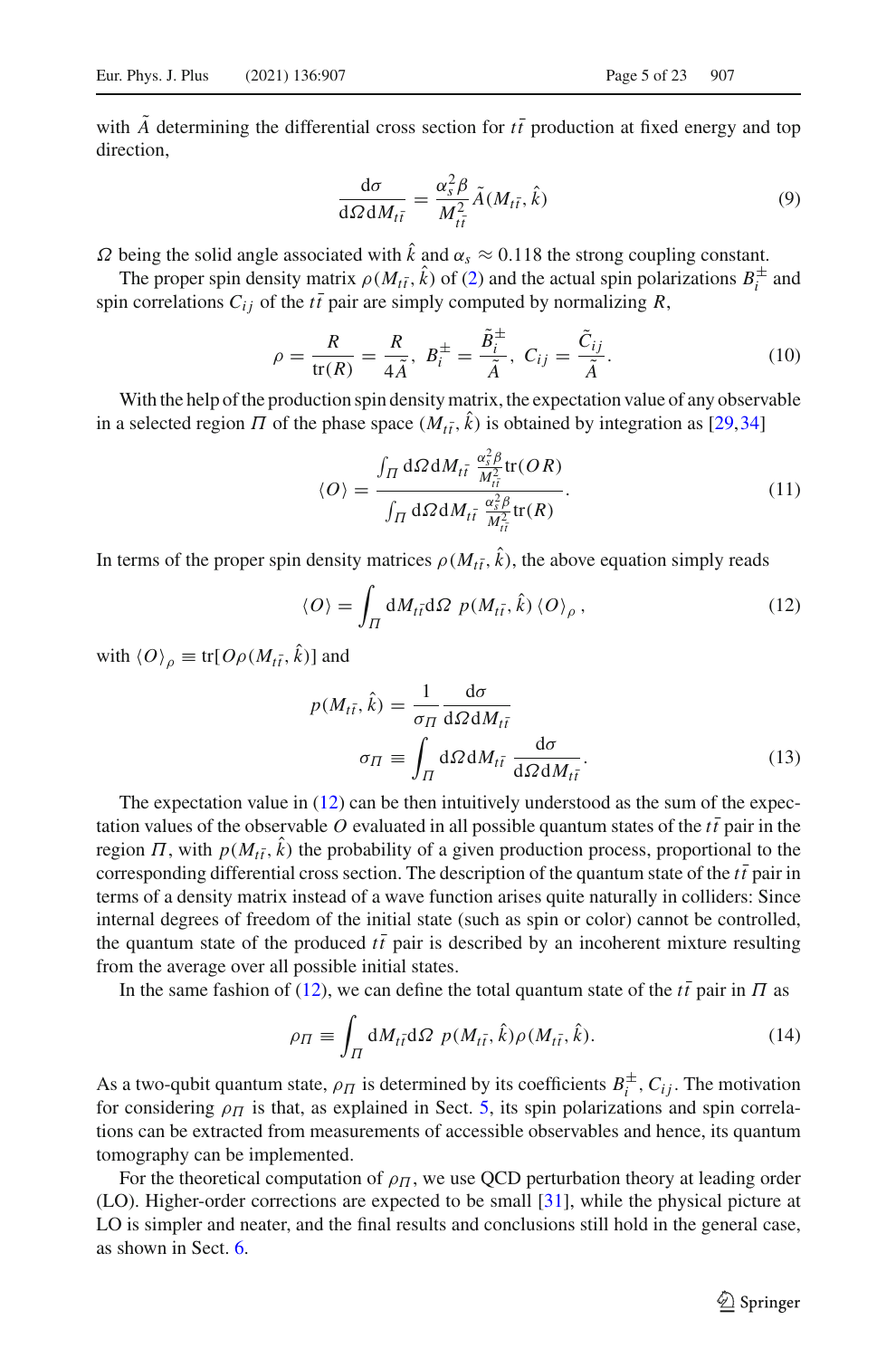with $\tilde{A}$ determining the differential cross section for $t\bar{t}$ production at fixed energy and top direction,

$$\frac{\mathrm{d}\sigma}{\mathrm{d}\Omega\,\mathrm{d}M_{t\bar{t}}} = \frac{\alpha_s^2 \beta}{M_{t\bar{t}}^2} \tilde{A}(M_{t\bar{t}}, \hat{k}) \tag{9}$$

$\Omega$ being the solid angle associated with $\hat{k}$ and $\alpha_s \approx 0.118$ the strong coupling constant.

The proper spin density matrix $\rho(M_{t\bar{t}}, \hat{k})$ of (2) and the actual spin polarizations $B_i^{\pm}$ and spin correlations $C_{ij}$ of the $t\bar{t}$ pair are simply computed by normalizing $R$,

$$\rho = \frac{R}{\mathrm{tr}(R)} = \frac{R}{4\tilde{A}},\ B_i^{\pm} = \frac{\tilde{B}_i^{\pm}}{\tilde{A}},\ C_{ij} = \frac{\tilde{C}_{ij}}{\tilde{A}}. \tag{10}$$

With the help of the production spin density matrix, the expectation value of any observable in a selected region $\Pi$ of the phase space $(M_{t\bar{t}}, \hat{k})$ is obtained by integration as [29,34]

$$\langle O \rangle = \frac{\int_{\Pi} \mathrm{d}\Omega\,\mathrm{d}M_{t\bar{t}}\ \frac{\alpha_s^2 \beta}{M_{t\bar{t}}^2} \mathrm{tr}(OR)}{\int_{\Pi} \mathrm{d}\Omega\,\mathrm{d}M_{t\bar{t}}\ \frac{\alpha_s^2 \beta}{M_{t\bar{t}}^2} \mathrm{tr}(R)}. \tag{11}$$

In terms of the proper spin density matrices $\rho(M_{t\bar{t}}, \hat{k})$, the above equation simply reads

$$\langle O \rangle = \int_{\Pi} \mathrm{d}M_{t\bar{t}}\mathrm{d}\Omega\ p(M_{t\bar{t}}, \hat{k})\, \langle O \rangle_{\rho}\,, \tag{12}$$

with $\langle O \rangle_{\rho} \equiv \mathrm{tr}[O\rho(M_{t\bar{t}}, \hat{k})]$ and

$$\begin{aligned} p(M_{t\bar{t}}, \hat{k}) &= \frac{1}{\sigma_{\Pi}} \frac{\mathrm{d}\sigma}{\mathrm{d}\Omega\,\mathrm{d}M_{t\bar{t}}} \\ \sigma_{\Pi} &\equiv \int_{\Pi} \mathrm{d}\Omega\,\mathrm{d}M_{t\bar{t}}\ \frac{\mathrm{d}\sigma}{\mathrm{d}\Omega\,\mathrm{d}M_{t\bar{t}}}. \end{aligned} \tag{13}$$

The expectation value in (12) can be then intuitively understood as the sum of the expectation values of the observable $O$ evaluated in all possible quantum states of the $t\bar{t}$ pair in the region $\Pi$, with $p(M_{t\bar{t}}, \hat{k})$ the probability of a given production process, proportional to the corresponding differential cross section. The description of the quantum state of the $t\bar{t}$ pair in terms of a density matrix instead of a wave function arises quite naturally in colliders: Since internal degrees of freedom of the initial state (such as spin or color) cannot be controlled, the quantum state of the produced $t\bar{t}$ pair is described by an incoherent mixture resulting from the average over all possible initial states.

In the same fashion of (12), we can define the total quantum state of the $t\bar{t}$ pair in $\Pi$ as

$$\rho_{\Pi} \equiv \int_{\Pi} \mathrm{d}M_{t\bar{t}}\mathrm{d}\Omega\ p(M_{t\bar{t}}, \hat{k})\rho(M_{t\bar{t}}, \hat{k}). \tag{14}$$

As a two-qubit quantum state, $\rho_{\Pi}$ is determined by its coefficients $B_i^{\pm}, C_{ij}$. The motivation for considering $\rho_{\Pi}$ is that, as explained in Sect. 5, its spin polarizations and spin correlations can be extracted from measurements of accessible observables and hence, its quantum tomography can be implemented.

For the theoretical computation of $\rho_{\Pi}$, we use QCD perturbation theory at leading order (LO). Higher-order corrections are expected to be small [31], while the physical picture at LO is simpler and neater, and the final results and conclusions still hold in the general case, as shown in Sect. 6.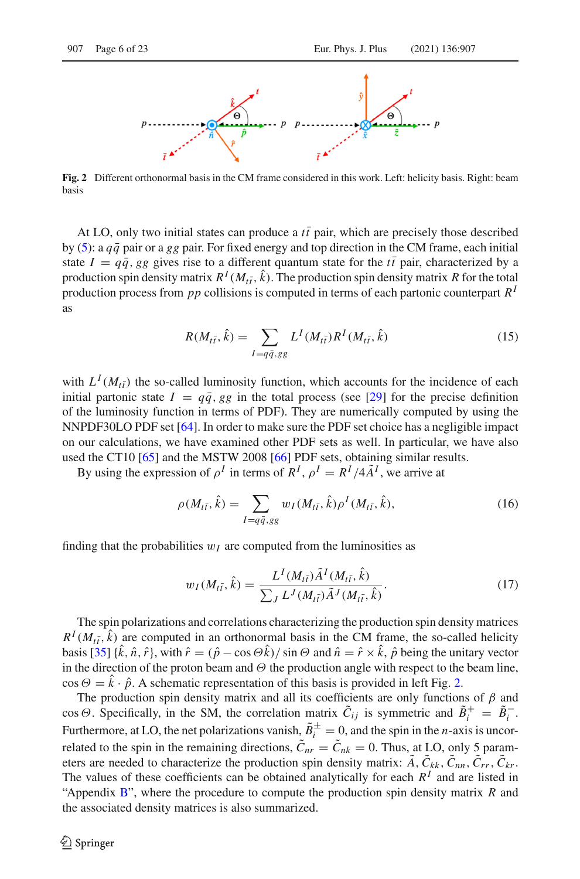Fig. 2 Different orthonormal basis in the CM frame considered in this work. Left: helicity basis. Right: beam basis

At LO, only two initial states can produce a $t\bar{t}$ pair, which are precisely those described by (5): a $q\bar{q}$ pair or a $gg$ pair. For fixed energy and top direction in the CM frame, each initial state $I = q\bar{q}, gg$ gives rise to a different quantum state for the $t\bar{t}$ pair, characterized by a production spin density matrix $R^I(M_{t\bar{t}}, \hat{k})$. The production spin density matrix $R$ for the total production process from $pp$ collisions is computed in terms of each partonic counterpart $R^I$ as

$$R(M_{t\bar{t}}, \hat{k}) = \sum_{I=q\bar{q},gg} L^I(M_{t\bar{t}}) R^I(M_{t\bar{t}}, \hat{k}) \tag{15}$$

with $L^I(M_{t\bar{t}})$ the so-called luminosity function, which accounts for the incidence of each initial partonic state $I = q\bar{q}, gg$ in the total process (see [29] for the precise definition of the luminosity function in terms of PDF). They are numerically computed by using the NNPDF30LO PDF set [64]. In order to make sure the PDF set choice has a negligible impact on our calculations, we have examined other PDF sets as well. In particular, we have also used the CT10 [65] and the MSTW 2008 [66] PDF sets, obtaining similar results.

By using the expression of $\rho^I$ in terms of $R^I$, $\rho^I = R^I/4\tilde{A}^I$, we arrive at

$$\rho(M_{t\bar{t}}, \hat{k}) = \sum_{I=q\bar{q},gg} w_I(M_{t\bar{t}}, \hat{k}) \rho^I(M_{t\bar{t}}, \hat{k}), \tag{16}$$

finding that the probabilities $w_I$ are computed from the luminosities as

$$w_I(M_{t\bar{t}}, \hat{k}) = \frac{L^I(M_{t\bar{t}}) \tilde{A}^I(M_{t\bar{t}}, \hat{k})}{\sum_J L^J(M_{t\bar{t}}) \tilde{A}^J(M_{t\bar{t}}, \hat{k})}. \tag{17}$$

The spin polarizations and correlations characterizing the production spin density matrices $R^I(M_{t\bar{t}}, \hat{k})$ are computed in an orthonormal basis in the CM frame, the so-called helicity basis [35] $\{\hat{k}, \hat{n}, \hat{r}\}$, with $\hat{r} = (\hat{p} - \cos\Theta \hat{k})/\sin\Theta$ and $\hat{n} = \hat{r} \times \hat{k}$, $\hat{p}$ being the unitary vector in the direction of the proton beam and $\Theta$ the production angle with respect to the beam line, $\cos\Theta = \hat{k} \cdot \hat{p}$. A schematic representation of this basis is provided in left Fig. 2.

The production spin density matrix and all its coefficients are only functions of $\beta$ and $\cos\Theta$. Specifically, in the SM, the correlation matrix $\tilde{C}_{ij}$ is symmetric and $\tilde{B}_i^+ = \tilde{B}_i^-$. Furthermore, at LO, the net polarizations vanish, $\tilde{B}_i^{\pm} = 0$, and the spin in the $n$-axis is uncorrelated to the spin in the remaining directions, $\tilde{C}_{nr} = \tilde{C}_{nk} = 0$. Thus, at LO, only 5 parameters are needed to characterize the production spin density matrix: $\tilde{A}$, $\tilde{C}_{kk}$, $\tilde{C}_{nn}$, $\tilde{C}_{rr}$, $\tilde{C}_{kr}$. The values of these coefficients can be obtained analytically for each $R^I$ and are listed in "Appendix B", where the procedure to compute the production spin density matrix $R$ and the associated density matrices is also summarized.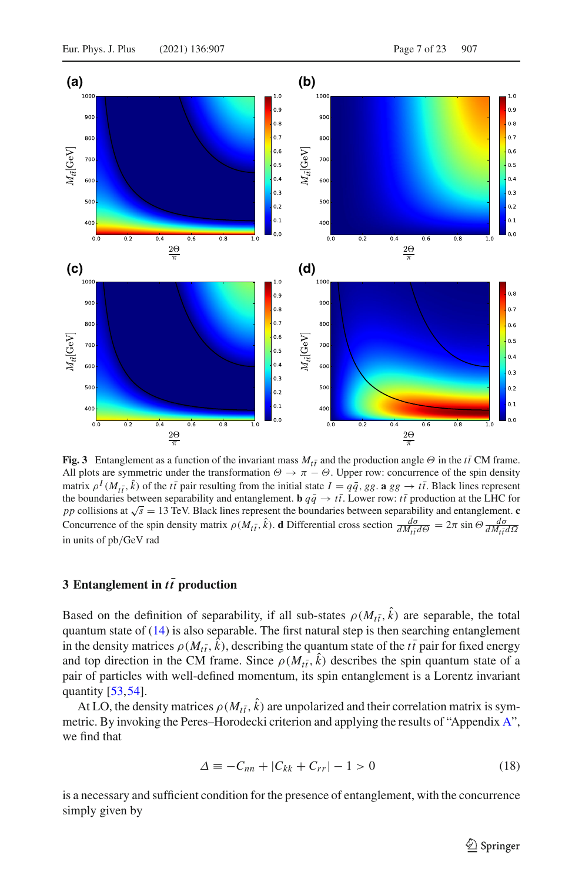**Fig. 3** Entanglement as a function of the invariant mass $M_{t\bar{t}}$ and the production angle $\Theta$ in the $t\bar{t}$ CM frame. All plots are symmetric under the transformation $\Theta \rightarrow \pi - \Theta$. Upper row: concurrence of the spin density matrix $\rho^I(M_{t\bar{t}}, \hat{k})$ of the $t\bar{t}$ pair resulting from the initial state $I = q\bar{q}, gg$. **a** $gg \rightarrow t\bar{t}$. Black lines represent the boundaries between separability and entanglement. **b** $q\bar{q} \rightarrow t\bar{t}$. Lower row: $t\bar{t}$ production at the LHC for $pp$ collisions at $\sqrt{s} = 13$ TeV. Black lines represent the boundaries between separability and entanglement. **c** Concurrence of the spin density matrix $\rho(M_{t\bar{t}}, \hat{k})$. **d** Differential cross section $\frac{d\sigma}{dM_{t\bar{t}}d\Theta} = 2\pi \sin\Theta \frac{d\sigma}{dM_{t\bar{t}}d\Omega}$ in units of pb/GeV rad

## 3 Entanglement in $t\bar{t}$ production

Based on the definition of separability, if all sub-states $\rho(M_{t\bar{t}}, \hat{k})$ are separable, the total quantum state of (14) is also separable. The first natural step is then searching entanglement in the density matrices $\rho(M_{t\bar{t}}, \hat{k})$, describing the quantum state of the $t\bar{t}$ pair for fixed energy and top direction in the CM frame. Since $\rho(M_{t\bar{t}}, \hat{k})$ describes the spin quantum state of a pair of particles with well-defined momentum, its spin entanglement is a Lorentz invariant quantity [53,54].

At LO, the density matrices $\rho(M_{t\bar{t}}, \hat{k})$ are unpolarized and their correlation matrix is symmetric. By invoking the Peres–Horodecki criterion and applying the results of "Appendix A", we find that

$$\Delta \equiv -C_{nn} + |C_{kk} + C_{rr}| - 1 > 0 \tag{18}$$

is a necessary and sufficient condition for the presence of entanglement, with the concurrence simply given by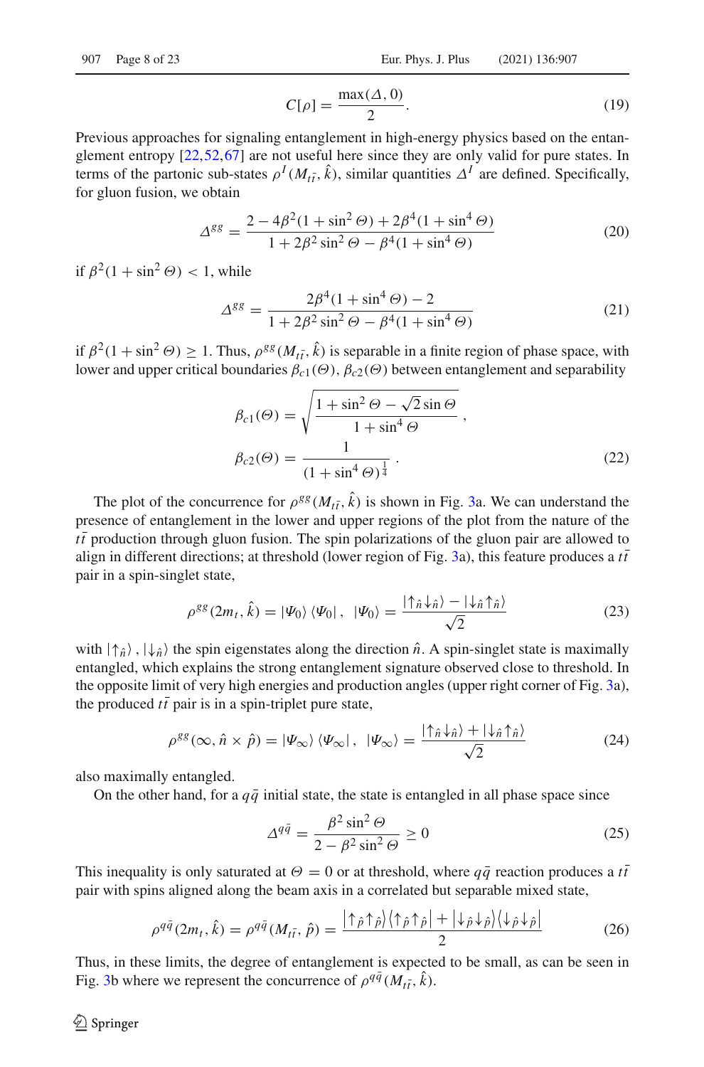$$C[\rho] = \frac{\max(\Delta, 0)}{2}. \tag{19}$$

Previous approaches for signaling entanglement in high-energy physics based on the entanglement entropy [22,52,67] are not useful here since they are only valid for pure states. In terms of the partonic sub-states $\rho^I(M_{t\bar{t}}, \hat{k})$, similar quantities $\Delta^I$ are defined. Specifically, for gluon fusion, we obtain

$$\Delta^{gg} = \frac{2 - 4\beta^2(1+\sin^2\Theta) + 2\beta^4(1+\sin^4\Theta)}{1 + 2\beta^2\sin^2\Theta - \beta^4(1+\sin^4\Theta)} \tag{20}$$

if $\beta^2(1+\sin^2\Theta) < 1$, while

$$\Delta^{gg} = \frac{2\beta^4(1+\sin^4\Theta) - 2}{1 + 2\beta^2\sin^2\Theta - \beta^4(1+\sin^4\Theta)} \tag{21}$$

if $\beta^2(1+\sin^2\Theta) \geq 1$. Thus, $\rho^{gg}(M_{t\bar{t}}, \hat{k})$ is separable in a finite region of phase space, with lower and upper critical boundaries $\beta_{c1}(\Theta)$, $\beta_{c2}(\Theta)$ between entanglement and separability

$$\beta_{c1}(\Theta) = \sqrt{\frac{1 + \sin^2\Theta - \sqrt{2}\sin\Theta}{1+\sin^4\Theta}},$$
$$\beta_{c2}(\Theta) = \frac{1}{(1+\sin^4\Theta)^{\frac{1}{4}}}. \tag{22}$$

The plot of the concurrence for $\rho^{gg}(M_{t\bar{t}}, \hat{k})$ is shown in Fig. 3a. We can understand the presence of entanglement in the lower and upper regions of the plot from the nature of the $t\bar{t}$ production through gluon fusion. The spin polarizations of the gluon pair are allowed to align in different directions; at threshold (lower region of Fig. 3a), this feature produces a $t\bar{t}$ pair in a spin-singlet state,

$$\rho^{gg}(2m_t, \hat{k}) = |\Psi_0\rangle\langle\Psi_0|, \quad |\Psi_0\rangle = \frac{|\uparrow_{\hat{n}}\downarrow_{\hat{n}}\rangle - |\downarrow_{\hat{n}}\uparrow_{\hat{n}}\rangle}{\sqrt{2}} \tag{23}$$

with $|\uparrow_{\hat{n}}\rangle, |\downarrow_{\hat{n}}\rangle$ the spin eigenstates along the direction $\hat{n}$. A spin-singlet state is maximally entangled, which explains the strong entanglement signature observed close to threshold. In the opposite limit of very high energies and production angles (upper right corner of Fig. 3a), the produced $t\bar{t}$ pair is in a spin-triplet pure state,

$$\rho^{gg}(\infty, \hat{n}\times\hat{p}) = |\Psi_\infty\rangle\langle\Psi_\infty|, \quad |\Psi_\infty\rangle = \frac{|\uparrow_{\hat{n}}\downarrow_{\hat{n}}\rangle + |\downarrow_{\hat{n}}\uparrow_{\hat{n}}\rangle}{\sqrt{2}} \tag{24}$$

also maximally entangled.

On the other hand, for a $q\bar{q}$ initial state, the state is entangled in all phase space since

$$\Delta^{q\bar{q}} = \frac{\beta^2\sin^2\Theta}{2 - \beta^2\sin^2\Theta} \geq 0 \tag{25}$$

This inequality is only saturated at $\Theta = 0$ or at threshold, where $q\bar{q}$ reaction produces a $t\bar{t}$ pair with spins aligned along the beam axis in a correlated but separable mixed state,

$$\rho^{q\bar{q}}(2m_t, \hat{k}) = \rho^{q\bar{q}}(M_{t\bar{t}}, \hat{p}) = \frac{|\uparrow_{\hat{p}}\uparrow_{\hat{p}}\rangle\langle\uparrow_{\hat{p}}\uparrow_{\hat{p}}| + |\downarrow_{\hat{p}}\downarrow_{\hat{p}}\rangle\langle\downarrow_{\hat{p}}\downarrow_{\hat{p}}|}{2} \tag{26}$$

Thus, in these limits, the degree of entanglement is expected to be small, as can be seen in Fig. 3b where we represent the concurrence of $\rho^{q\bar{q}}(M_{t\bar{t}}, \hat{k})$.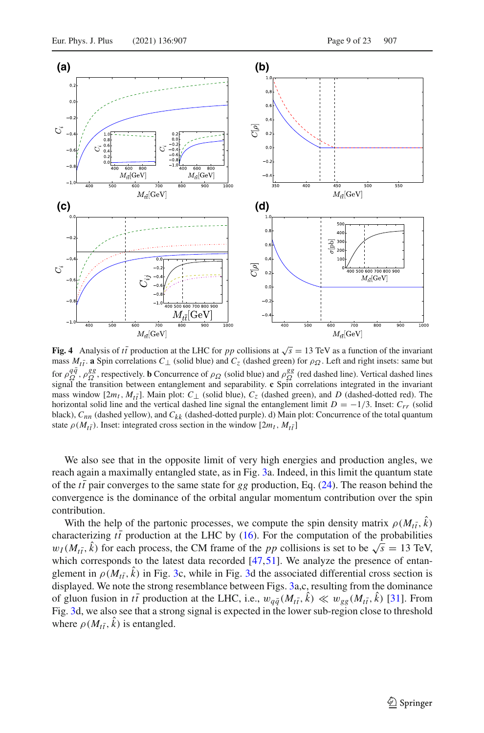**Fig. 4** Analysis of $t\bar{t}$ production at the LHC for $pp$ collisions at $\sqrt{s} = 13$ TeV as a function of the invariant mass $M_{t\bar{t}}$. **a** Spin correlations $C_\perp$ (solid blue) and $C_z$ (dashed green) for $\rho_\Omega$. Left and right insets: same but for $\rho_\Omega^{q\bar{q}}$, $\rho_\Omega^{gg}$, respectively. **b** Concurrence of $\rho_\Omega$ (solid blue) and $\rho_\Omega^{gg}$ (red dashed line). Vertical dashed lines signal the transition between entanglement and separability. **c** Spin correlations integrated in the invariant mass window $[2m_t, M_{t\bar{t}}]$. Main plot: $C_\perp$ (solid blue), $C_z$ (dashed green), and $D$ (dashed-dotted red). The horizontal solid line and the vertical dashed line signal the entanglement limit $D = -1/3$. Inset: $C_{rr}$ (solid black), $C_{nn}$ (dashed yellow), and $C_{kk}$ (dashed-dotted purple). d) Main plot: Concurrence of the total quantum state $\rho(M_{t\bar{t}})$. Inset: integrated cross section in the window $[2m_t, M_{t\bar{t}}]$

We also see that in the opposite limit of very high energies and production angles, we reach again a maximally entangled state, as in Fig. 3a. Indeed, in this limit the quantum state of the $t\bar{t}$ pair converges to the same state for $gg$ production, Eq. (24). The reason behind the convergence is the dominance of the orbital angular momentum contribution over the spin contribution.

With the help of the partonic processes, we compute the spin density matrix $\rho(M_{t\bar{t}}, \hat{k})$ characterizing $t\bar{t}$ production at the LHC by (16). For the computation of the probabilities $w_I(M_{t\bar{t}}, \hat{k})$ for each process, the CM frame of the $pp$ collisions is set to be $\sqrt{s} = 13$ TeV, which corresponds to the latest data recorded [47,51]. We analyze the presence of entanglement in $\rho(M_{t\bar{t}}, \hat{k})$ in Fig. 3c, while in Fig. 3d the associated differential cross section is displayed. We note the strong resemblance between Figs. 3a,c, resulting from the dominance of gluon fusion in $t\bar{t}$ production at the LHC, i.e., $w_{q\bar{q}}(M_{t\bar{t}}, \hat{k}) \ll w_{gg}(M_{t\bar{t}}, \hat{k})$ [31]. From Fig. 3d, we also see that a strong signal is expected in the lower sub-region close to threshold where $\rho(M_{t\bar{t}}, \hat{k})$ is entangled.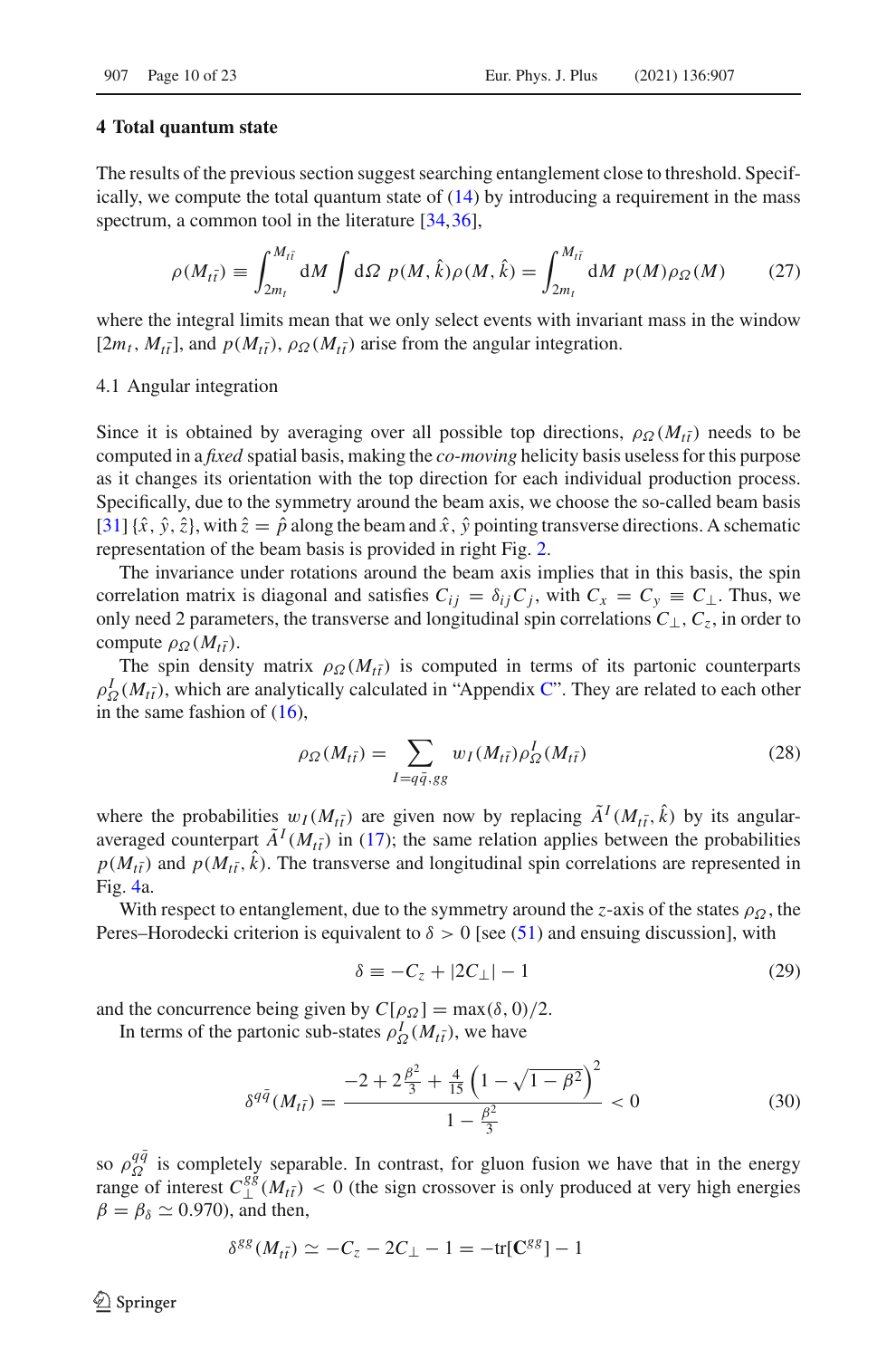## 4 Total quantum state

The results of the previous section suggest searching entanglement close to threshold. Specifically, we compute the total quantum state of (14) by introducing a requirement in the mass spectrum, a common tool in the literature [34,36],

$$\rho(M_{t\bar{t}}) \equiv \int_{2m_t}^{M_{t\bar{t}}} \mathrm{d}M \int \mathrm{d}\Omega \; p(M, \hat{k}) \rho(M, \hat{k}) = \int_{2m_t}^{M_{t\bar{t}}} \mathrm{d}M \; p(M) \rho_{\Omega}(M) \tag{27}$$

where the integral limits mean that we only select events with invariant mass in the window $[2m_t, M_{t\bar{t}}]$, and $p(M_{t\bar{t}})$, $\rho_{\Omega}(M_{t\bar{t}})$ arise from the angular integration.

### 4.1 Angular integration

Since it is obtained by averaging over all possible top directions, $\rho_{\Omega}(M_{t\bar{t}})$ needs to be computed in a *fixed* spatial basis, making the *co-moving* helicity basis useless for this purpose as it changes its orientation with the top direction for each individual production process. Specifically, due to the symmetry around the beam axis, we choose the so-called beam basis [31] $\{\hat{x}, \hat{y}, \hat{z}\}$, with $\hat{z} = \hat{p}$ along the beam and $\hat{x}$, $\hat{y}$ pointing transverse directions. A schematic representation of the beam basis is provided in right Fig. 2.

The invariance under rotations around the beam axis implies that in this basis, the spin correlation matrix is diagonal and satisfies $C_{ij} = \delta_{ij} C_j$, with $C_x = C_y \equiv C_{\perp}$. Thus, we only need 2 parameters, the transverse and longitudinal spin correlations $C_{\perp}$, $C_z$, in order to compute $\rho_{\Omega}(M_{t\bar{t}})$.

The spin density matrix $\rho_{\Omega}(M_{t\bar{t}})$ is computed in terms of its partonic counterparts $\rho^I_{\Omega}(M_{t\bar{t}})$, which are analytically calculated in "Appendix C". They are related to each other in the same fashion of (16),

$$\rho_{\Omega}(M_{t\bar{t}}) = \sum_{I=q\bar{q},gg} w_I(M_{t\bar{t}}) \rho^I_{\Omega}(M_{t\bar{t}}) \tag{28}$$

where the probabilities $w_I(M_{t\bar{t}})$ are given now by replacing $\tilde{A}^I(M_{t\bar{t}}, \hat{k})$ by its angular-averaged counterpart $\tilde{A}^I(M_{t\bar{t}})$ in (17); the same relation applies between the probabilities $p(M_{t\bar{t}})$ and $p(M_{t\bar{t}}, \hat{k})$. The transverse and longitudinal spin correlations are represented in Fig. 4a.

With respect to entanglement, due to the symmetry around the $z$-axis of the states $\rho_{\Omega}$, the Peres–Horodecki criterion is equivalent to $\delta > 0$ [see (51) and ensuing discussion], with

$$\delta \equiv -C_z + |2C_{\perp}| - 1 \tag{29}$$

and the concurrence being given by $C[\rho_{\Omega}] = \max(\delta, 0)/2$.

In terms of the partonic sub-states $\rho^I_{\Omega}(M_{t\bar{t}})$, we have

$$\delta^{q\bar{q}}(M_{t\bar{t}}) = \frac{-2 + 2\frac{\beta^2}{3} + \frac{4}{15}\left(1 - \sqrt{1-\beta^2}\right)^2}{1 - \frac{\beta^2}{3}} < 0 \tag{30}$$

so $\rho^{q\bar{q}}_{\Omega}$ is completely separable. In contrast, for gluon fusion we have that in the energy range of interest $C^{gg}_{\perp}(M_{t\bar{t}}) < 0$ (the sign crossover is only produced at very high energies $\beta = \beta_{\delta} \simeq 0.970$), and then,

$$\delta^{gg}(M_{t\bar{t}}) \simeq -C_z - 2C_{\perp} - 1 = -\mathrm{tr}[\mathbf{C}^{gg}] - 1$$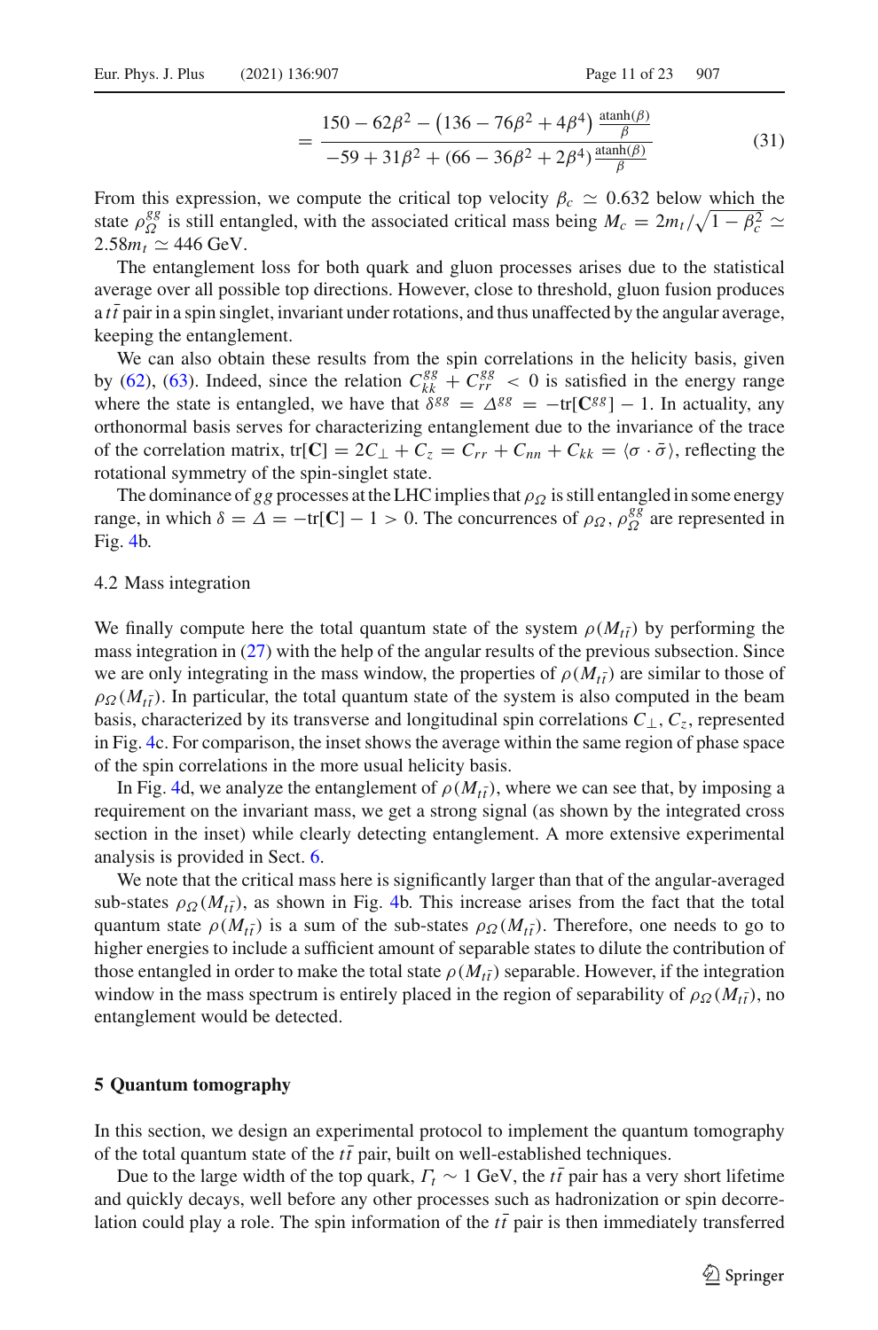$$= \frac{150 - 62\beta^2 - \left(136 - 76\beta^2 + 4\beta^4\right)\frac{\text{atanh}(\beta)}{\beta}}{-59 + 31\beta^2 + (66 - 36\beta^2 + 2\beta^4)\frac{\text{atanh}(\beta)}{\beta}} \tag{31}$$

From this expression, we compute the critical top velocity $\beta_c \simeq 0.632$ below which the state $\rho_{\Omega}^{gg}$ is still entangled, with the associated critical mass being $M_c = 2m_t/\sqrt{1-\beta_c^2} \simeq 2.58m_t \simeq 446$ GeV.

The entanglement loss for both quark and gluon processes arises due to the statistical average over all possible top directions. However, close to threshold, gluon fusion produces a $t\bar{t}$ pair in a spin singlet, invariant under rotations, and thus unaffected by the angular average, keeping the entanglement.

We can also obtain these results from the spin correlations in the helicity basis, given by (62), (63). Indeed, since the relation $C_{kk}^{gg} + C_{rr}^{gg} < 0$ is satisfied in the energy range where the state is entangled, we have that $\delta^{gg} = \Delta^{gg} = -\text{tr}[\mathbf{C}^{gg}] - 1$. In actuality, any orthonormal basis serves for characterizing entanglement due to the invariance of the trace of the correlation matrix, $\text{tr}[\mathbf{C}] = 2C_{\perp} + C_z = C_{rr} + C_{nn} + C_{kk} = \langle \sigma \cdot \bar{\sigma} \rangle$, reflecting the rotational symmetry of the spin-singlet state.

The dominance of $gg$ processes at the LHC implies that $\rho_{\Omega}$ is still entangled in some energy range, in which $\delta = \Delta = -\text{tr}[\mathbf{C}] - 1 > 0$. The concurrences of $\rho_{\Omega}, \rho_{\Omega}^{gg}$ are represented in Fig. 4b.

### 4.2 Mass integration

We finally compute here the total quantum state of the system $\rho(M_{t\bar{t}})$ by performing the mass integration in (27) with the help of the angular results of the previous subsection. Since we are only integrating in the mass window, the properties of $\rho(M_{t\bar{t}})$ are similar to those of $\rho_{\Omega}(M_{t\bar{t}})$. In particular, the total quantum state of the system is also computed in the beam basis, characterized by its transverse and longitudinal spin correlations $C_{\perp}, C_z$, represented in Fig. 4c. For comparison, the inset shows the average within the same region of phase space of the spin correlations in the more usual helicity basis.

In Fig. 4d, we analyze the entanglement of $\rho(M_{t\bar{t}})$, where we can see that, by imposing a requirement on the invariant mass, we get a strong signal (as shown by the integrated cross section in the inset) while clearly detecting entanglement. A more extensive experimental analysis is provided in Sect. 6.

We note that the critical mass here is significantly larger than that of the angular-averaged sub-states $\rho_{\Omega}(M_{t\bar{t}})$, as shown in Fig. 4b. This increase arises from the fact that the total quantum state $\rho(M_{t\bar{t}})$ is a sum of the sub-states $\rho_{\Omega}(M_{t\bar{t}})$. Therefore, one needs to go to higher energies to include a sufficient amount of separable states to dilute the contribution of those entangled in order to make the total state $\rho(M_{t\bar{t}})$ separable. However, if the integration window in the mass spectrum is entirely placed in the region of separability of $\rho_{\Omega}(M_{t\bar{t}})$, no entanglement would be detected.

## 5 Quantum tomography

In this section, we design an experimental protocol to implement the quantum tomography of the total quantum state of the $t\bar{t}$ pair, built on well-established techniques.

Due to the large width of the top quark, $\Gamma_t \sim 1$ GeV, the $t\bar{t}$ pair has a very short lifetime and quickly decays, well before any other processes such as hadronization or spin decorrelation could play a role. The spin information of the $t\bar{t}$ pair is then immediately transferred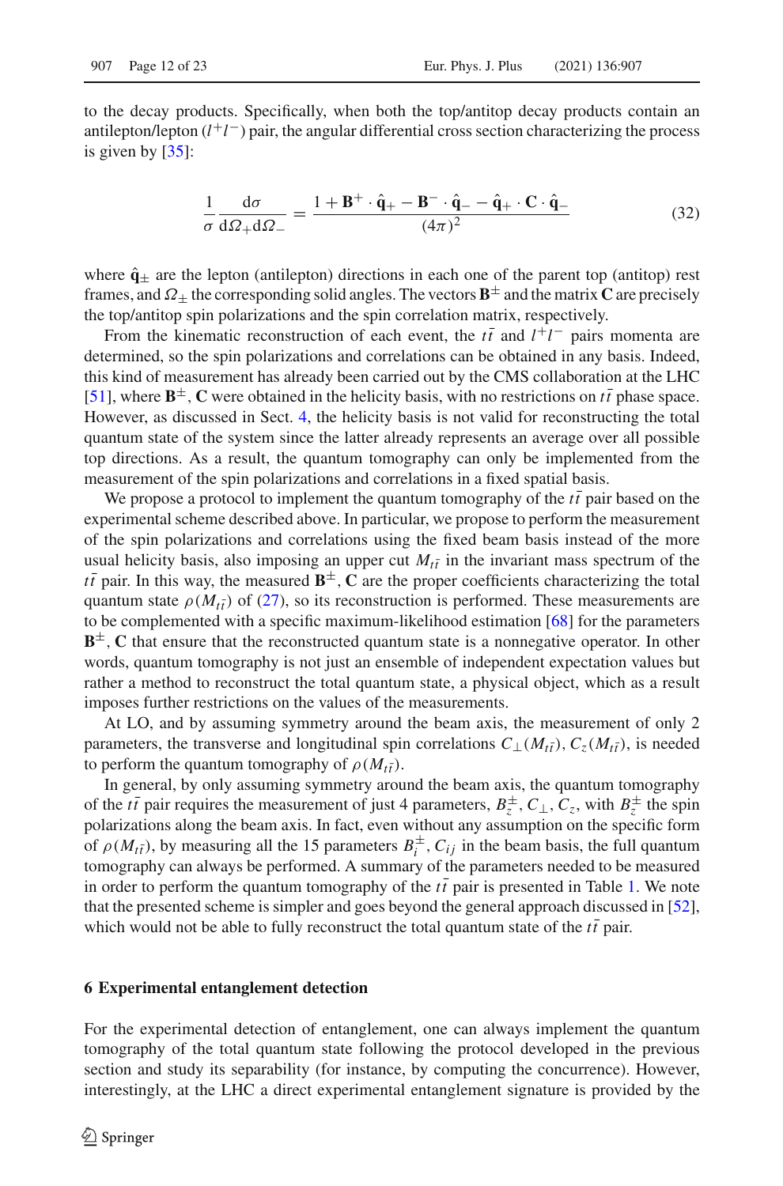to the decay products. Specifically, when both the top/antitop decay products contain an antilepton/lepton ($l^+l^-$) pair, the angular differential cross section characterizing the process is given by [35]:

$$\frac{1}{\sigma}\frac{\mathrm{d}\sigma}{\mathrm{d}\Omega_+\mathrm{d}\Omega_-} = \frac{1 + \mathbf{B}^+ \cdot \hat{\mathbf{q}}_+ - \mathbf{B}^- \cdot \hat{\mathbf{q}}_- - \hat{\mathbf{q}}_+ \cdot \mathbf{C} \cdot \hat{\mathbf{q}}_-}{(4\pi)^2} \tag{32}$$

where $\hat{\mathbf{q}}_\pm$ are the lepton (antilepton) directions in each one of the parent top (antitop) rest frames, and $\Omega_\pm$ the corresponding solid angles. The vectors $\mathbf{B}^\pm$ and the matrix $\mathbf{C}$ are precisely the top/antitop spin polarizations and the spin correlation matrix, respectively.

From the kinematic reconstruction of each event, the $t\bar{t}$ and $l^+l^-$ pairs momenta are determined, so the spin polarizations and correlations can be obtained in any basis. Indeed, this kind of measurement has already been carried out by the CMS collaboration at the LHC [51], where $\mathbf{B}^\pm$, $\mathbf{C}$ were obtained in the helicity basis, with no restrictions on $t\bar{t}$ phase space. However, as discussed in Sect. 4, the helicity basis is not valid for reconstructing the total quantum state of the system since the latter already represents an average over all possible top directions. As a result, the quantum tomography can only be implemented from the measurement of the spin polarizations and correlations in a fixed spatial basis.

We propose a protocol to implement the quantum tomography of the $t\bar{t}$ pair based on the experimental scheme described above. In particular, we propose to perform the measurement of the spin polarizations and correlations using the fixed beam basis instead of the more usual helicity basis, also imposing an upper cut $M_{t\bar{t}}$ in the invariant mass spectrum of the $t\bar{t}$ pair. In this way, the measured $\mathbf{B}^\pm$, $\mathbf{C}$ are the proper coefficients characterizing the total quantum state $\rho(M_{t\bar{t}})$ of (27), so its reconstruction is performed. These measurements are to be complemented with a specific maximum-likelihood estimation [68] for the parameters $\mathbf{B}^\pm$, $\mathbf{C}$ that ensure that the reconstructed quantum state is a nonnegative operator. In other words, quantum tomography is not just an ensemble of independent expectation values but rather a method to reconstruct the total quantum state, a physical object, which as a result imposes further restrictions on the values of the measurements.

At LO, and by assuming symmetry around the beam axis, the measurement of only 2 parameters, the transverse and longitudinal spin correlations $C_\perp(M_{t\bar{t}})$, $C_z(M_{t\bar{t}})$, is needed to perform the quantum tomography of $\rho(M_{t\bar{t}})$.

In general, by only assuming symmetry around the beam axis, the quantum tomography of the $t\bar{t}$ pair requires the measurement of just 4 parameters, $B^\pm_z$, $C_\perp$, $C_z$, with $B^\pm_z$ the spin polarizations along the beam axis. In fact, even without any assumption on the specific form of $\rho(M_{t\bar{t}})$, by measuring all the 15 parameters $B^\pm_i$, $C_{ij}$ in the beam basis, the full quantum tomography can always be performed. A summary of the parameters needed to be measured in order to perform the quantum tomography of the $t\bar{t}$ pair is presented in Table 1. We note that the presented scheme is simpler and goes beyond the general approach discussed in [52], which would not be able to fully reconstruct the total quantum state of the $t\bar{t}$ pair.

## 6 Experimental entanglement detection

For the experimental detection of entanglement, one can always implement the quantum tomography of the total quantum state following the protocol developed in the previous section and study its separability (for instance, by computing the concurrence). However, interestingly, at the LHC a direct experimental entanglement signature is provided by the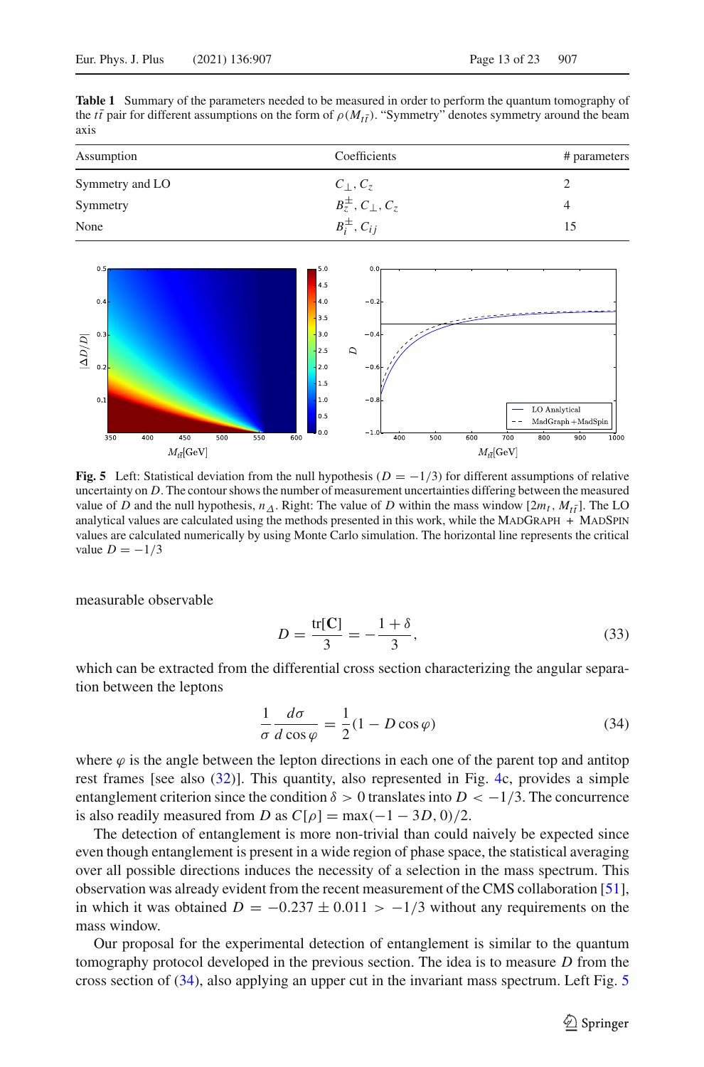**Table 1** Summary of the parameters needed to be measured in order to perform the quantum tomography of the $t\bar{t}$ pair for different assumptions on the form of $\rho(M_{t\bar{t}})$. "Symmetry" denotes symmetry around the beam axis

| Assumption | Coefficients | # parameters |
|---|---|---|
| Symmetry and LO | $C_\perp, C_z$ | 2 |
| Symmetry | $B_z^\pm, C_\perp, C_z$ | 4 |
| None | $B_i^\pm, C_{ij}$ | 15 |

**Fig. 5** Left: Statistical deviation from the null hypothesis ($D = -1/3$) for different assumptions of relative uncertainty on $D$. The contour shows the number of measurement uncertainties differing between the measured value of $D$ and the null hypothesis, $n_\Delta$. Right: The value of $D$ within the mass window $[2m_t, M_{t\bar{t}}]$. The LO analytical values are calculated using the methods presented in this work, while the MadGraph + MadSpin values are calculated numerically by using Monte Carlo simulation. The horizontal line represents the critical value $D = -1/3$

measurable observable

$$D = \frac{\text{tr}[\mathbf{C}]}{3} = -\frac{1+\delta}{3}, \tag{33}$$

which can be extracted from the differential cross section characterizing the angular separation between the leptons

$$\frac{1}{\sigma}\frac{d\sigma}{d\cos\varphi} = \frac{1}{2}(1 - D\cos\varphi) \tag{34}$$

where $\varphi$ is the angle between the lepton directions in each one of the parent top and antitop rest frames [see also (32)]. This quantity, also represented in Fig. 4c, provides a simple entanglement criterion since the condition $\delta > 0$ translates into $D < -1/3$. The concurrence is also readily measured from $D$ as $C[\rho] = \max(-1 - 3D, 0)/2$.

The detection of entanglement is more non-trivial than could naively be expected since even though entanglement is present in a wide region of phase space, the statistical averaging over all possible directions induces the necessity of a selection in the mass spectrum. This observation was already evident from the recent measurement of the CMS collaboration [51], in which it was obtained $D = -0.237 \pm 0.011 > -1/3$ without any requirements on the mass window.

Our proposal for the experimental detection of entanglement is similar to the quantum tomography protocol developed in the previous section. The idea is to measure $D$ from the cross section of (34), also applying an upper cut in the invariant mass spectrum. Left Fig. 5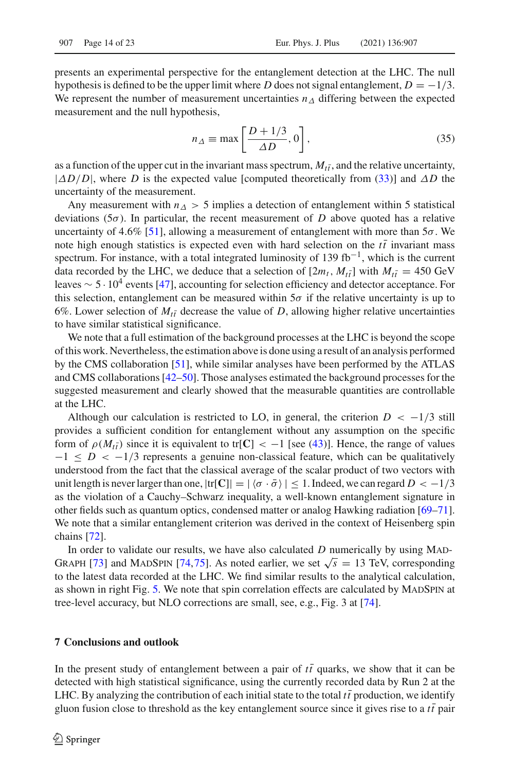presents an experimental perspective for the entanglement detection at the LHC. The null hypothesis is defined to be the upper limit where $D$ does not signal entanglement, $D = -1/3$. We represent the number of measurement uncertainties $n_\Delta$ differing between the expected measurement and the null hypothesis,

$$n_\Delta \equiv \max\left[\frac{D + 1/3}{\Delta D}, 0\right], \tag{35}$$

as a function of the upper cut in the invariant mass spectrum, $M_{t\bar{t}}$, and the relative uncertainty, $|\Delta D/D|$, where $D$ is the expected value [computed theoretically from (33)] and $\Delta D$ the uncertainty of the measurement.

Any measurement with $n_\Delta > 5$ implies a detection of entanglement within 5 statistical deviations ($5\sigma$). In particular, the recent measurement of $D$ above quoted has a relative uncertainty of 4.6% [51], allowing a measurement of entanglement with more than $5\sigma$. We note high enough statistics is expected even with hard selection on the $t\bar{t}$ invariant mass spectrum. For instance, with a total integrated luminosity of 139 $\mathrm{fb}^{-1}$, which is the current data recorded by the LHC, we deduce that a selection of $[2m_t, M_{t\bar{t}}]$ with $M_{t\bar{t}} = 450$ GeV leaves $\sim 5 \cdot 10^4$ events [47], accounting for selection efficiency and detector acceptance. For this selection, entanglement can be measured within $5\sigma$ if the relative uncertainty is up to 6%. Lower selection of $M_{t\bar{t}}$ decrease the value of $D$, allowing higher relative uncertainties to have similar statistical significance.

We note that a full estimation of the background processes at the LHC is beyond the scope of this work. Nevertheless, the estimation above is done using a result of an analysis performed by the CMS collaboration [51], while similar analyses have been performed by the ATLAS and CMS collaborations [42–50]. Those analyses estimated the background processes for the suggested measurement and clearly showed that the measurable quantities are controllable at the LHC.

Although our calculation is restricted to LO, in general, the criterion $D < -1/3$ still provides a sufficient condition for entanglement without any assumption on the specific form of $\rho(M_{t\bar{t}})$ since it is equivalent to $\mathrm{tr}[\mathbf{C}] < -1$ [see (43)]. Hence, the range of values $-1 \leq D < -1/3$ represents a genuine non-classical feature, which can be qualitatively understood from the fact that the classical average of the scalar product of two vectors with unit length is never larger than one, $|\mathrm{tr}[\mathbf{C}]| = |\langle \sigma \cdot \bar{\sigma} \rangle| \leq 1$. Indeed, we can regard $D < -1/3$ as the violation of a Cauchy–Schwarz inequality, a well-known entanglement signature in other fields such as quantum optics, condensed matter or analog Hawking radiation [69–71]. We note that a similar entanglement criterion was derived in the context of Heisenberg spin chains [72].

In order to validate our results, we have also calculated $D$ numerically by using MadGraph [73] and MadSpin [74,75]. As noted earlier, we set $\sqrt{s} = 13$ TeV, corresponding to the latest data recorded at the LHC. We find similar results to the analytical calculation, as shown in right Fig. 5. We note that spin correlation effects are calculated by MadSpin at tree-level accuracy, but NLO corrections are small, see, e.g., Fig. 3 at [74].

## 7 Conclusions and outlook

In the present study of entanglement between a pair of $t\bar{t}$ quarks, we show that it can be detected with high statistical significance, using the currently recorded data by Run 2 at the LHC. By analyzing the contribution of each initial state to the total $t\bar{t}$ production, we identify gluon fusion close to threshold as the key entanglement source since it gives rise to a $t\bar{t}$ pair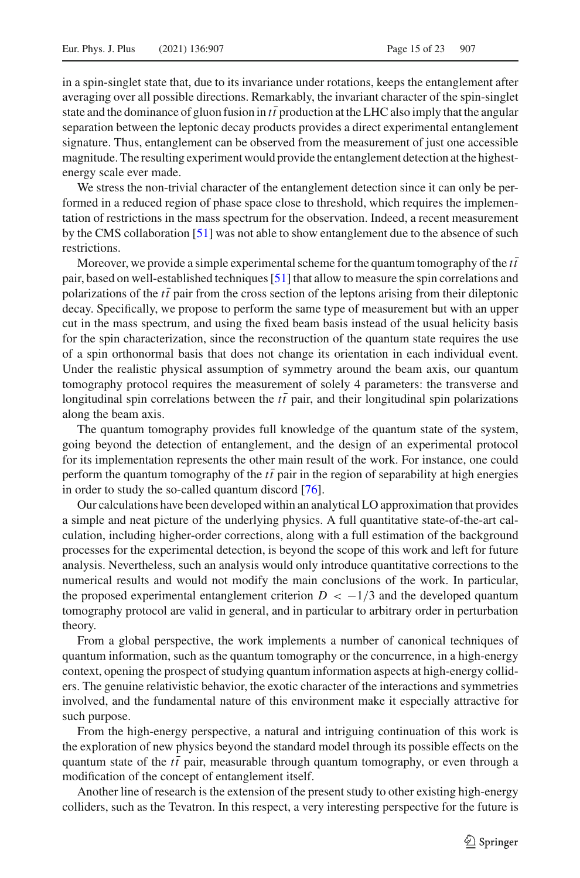in a spin-singlet state that, due to its invariance under rotations, keeps the entanglement after averaging over all possible directions. Remarkably, the invariant character of the spin-singlet state and the dominance of gluon fusion in $t\bar{t}$ production at the LHC also imply that the angular separation between the leptonic decay products provides a direct experimental entanglement signature. Thus, entanglement can be observed from the measurement of just one accessible magnitude. The resulting experiment would provide the entanglement detection at the highest-energy scale ever made.

We stress the non-trivial character of the entanglement detection since it can only be performed in a reduced region of phase space close to threshold, which requires the implementation of restrictions in the mass spectrum for the observation. Indeed, a recent measurement by the CMS collaboration [51] was not able to show entanglement due to the absence of such restrictions.

Moreover, we provide a simple experimental scheme for the quantum tomography of the $t\bar{t}$ pair, based on well-established techniques [51] that allow to measure the spin correlations and polarizations of the $t\bar{t}$ pair from the cross section of the leptons arising from their dileptonic decay. Specifically, we propose to perform the same type of measurement but with an upper cut in the mass spectrum, and using the fixed beam basis instead of the usual helicity basis for the spin characterization, since the reconstruction of the quantum state requires the use of a spin orthonormal basis that does not change its orientation in each individual event. Under the realistic physical assumption of symmetry around the beam axis, our quantum tomography protocol requires the measurement of solely 4 parameters: the transverse and longitudinal spin correlations between the $t\bar{t}$ pair, and their longitudinal spin polarizations along the beam axis.

The quantum tomography provides full knowledge of the quantum state of the system, going beyond the detection of entanglement, and the design of an experimental protocol for its implementation represents the other main result of the work. For instance, one could perform the quantum tomography of the $t\bar{t}$ pair in the region of separability at high energies in order to study the so-called quantum discord [76].

Our calculations have been developed within an analytical LO approximation that provides a simple and neat picture of the underlying physics. A full quantitative state-of-the-art calculation, including higher-order corrections, along with a full estimation of the background processes for the experimental detection, is beyond the scope of this work and left for future analysis. Nevertheless, such an analysis would only introduce quantitative corrections to the numerical results and would not modify the main conclusions of the work. In particular, the proposed experimental entanglement criterion $D < -1/3$ and the developed quantum tomography protocol are valid in general, and in particular to arbitrary order in perturbation theory.

From a global perspective, the work implements a number of canonical techniques of quantum information, such as the quantum tomography or the concurrence, in a high-energy context, opening the prospect of studying quantum information aspects at high-energy colliders. The genuine relativistic behavior, the exotic character of the interactions and symmetries involved, and the fundamental nature of this environment make it especially attractive for such purpose.

From the high-energy perspective, a natural and intriguing continuation of this work is the exploration of new physics beyond the standard model through its possible effects on the quantum state of the $t\bar{t}$ pair, measurable through quantum tomography, or even through a modification of the concept of entanglement itself.

Another line of research is the extension of the present study to other existing high-energy colliders, such as the Tevatron. In this respect, a very interesting perspective for the future is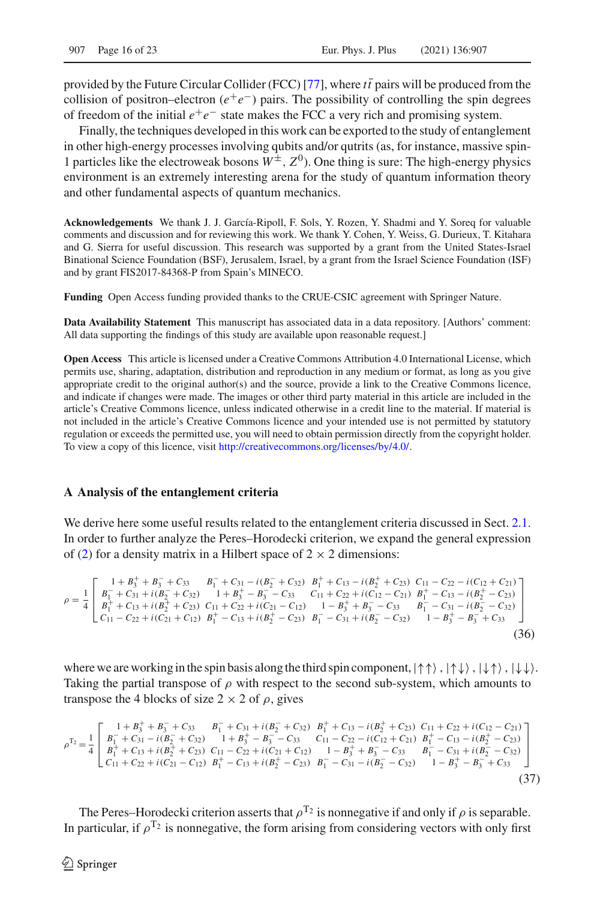provided by the Future Circular Collider (FCC) [77], where $t\bar{t}$ pairs will be produced from the collision of positron–electron ($e^+e^-$) pairs. The possibility of controlling the spin degrees of freedom of the initial $e^+e^-$ state makes the FCC a very rich and promising system.

Finally, the techniques developed in this work can be exported to the study of entanglement in other high-energy processes involving qubits and/or qutrits (as, for instance, massive spin-1 particles like the electroweak bosons $W^{\pm}$, $Z^0$). One thing is sure: The high-energy physics environment is an extremely interesting arena for the study of quantum information theory and other fundamental aspects of quantum mechanics.

**Acknowledgements** We thank J. J. García-Ripoll, F. Sols, Y. Rozen, Y. Shadmi and Y. Soreq for valuable comments and discussion and for reviewing this work. We thank Y. Cohen, Y. Weiss, G. Durieux, T. Kitahara and G. Sierra for useful discussion. This research was supported by a grant from the United States-Israel Binational Science Foundation (BSF), Jerusalem, Israel, by a grant from the Israel Science Foundation (ISF) and by grant FIS2017-84368-P from Spain's MINECO.

**Funding** Open Access funding provided thanks to the CRUE-CSIC agreement with Springer Nature.

**Data Availability Statement** This manuscript has associated data in a data repository. [Authors' comment: All data supporting the findings of this study are available upon reasonable request.]

**Open Access** This article is licensed under a Creative Commons Attribution 4.0 International License, which permits use, sharing, adaptation, distribution and reproduction in any medium or format, as long as you give appropriate credit to the original author(s) and the source, provide a link to the Creative Commons licence, and indicate if changes were made. The images or other third party material in this article are included in the article's Creative Commons licence, unless indicated otherwise in a credit line to the material. If material is not included in the article's Creative Commons licence and your intended use is not permitted by statutory regulation or exceeds the permitted use, you will need to obtain permission directly from the copyright holder. To view a copy of this licence, visit http://creativecommons.org/licenses/by/4.0/.

## A Analysis of the entanglement criteria

We derive here some useful results related to the entanglement criteria discussed in Sect. 2.1. In order to further analyze the Peres–Horodecki criterion, we expand the general expression of (2) for a density matrix in a Hilbert space of $2 \times 2$ dimensions:

$$\rho = \frac{1}{4}\begin{bmatrix} 1+B_3^+ + B_3^- + C_{33} & B_1^- + C_{31} - i(B_2^- + C_{32}) & B_1^+ + C_{13} - i(B_2^+ + C_{23}) & C_{11} - C_{22} - i(C_{12} + C_{21}) \\ B_1^- + C_{31} + i(B_2^- + C_{32}) & 1 + B_3^+ - B_3^- - C_{33} & C_{11} + C_{22} + i(C_{12} - C_{21}) & B_1^+ - C_{13} - i(B_2^+ - C_{23}) \\ B_1^+ + C_{13} + i(B_2^+ + C_{23}) & C_{11} + C_{22} + i(C_{21} - C_{12}) & 1 - B_3^+ + B_3^- - C_{33} & B_1^- - C_{31} - i(B_2^- - C_{32}) \\ C_{11} - C_{22} + i(C_{21} + C_{12}) & B_1^+ - C_{13} + i(B_2^+ - C_{23}) & B_1^- - C_{31} + i(B_2^- - C_{32}) & 1 - B_3^+ - B_3^- + C_{33} \end{bmatrix} \tag{36}$$

where we are working in the spin basis along the third spin component, $|\uparrow\uparrow\rangle, |\uparrow\downarrow\rangle, |\downarrow\uparrow\rangle, |\downarrow\downarrow\rangle$. Taking the partial transpose of $\rho$ with respect to the second sub-system, which amounts to transpose the 4 blocks of size $2 \times 2$ of $\rho$, gives

$$\rho^{\mathrm{T}_2} = \frac{1}{4}\begin{bmatrix} 1+B_3^+ + B_3^- + C_{33} & B_1^- + C_{31} + i(B_2^- + C_{32}) & B_1^+ + C_{13} - i(B_2^+ + C_{23}) & C_{11} + C_{22} + i(C_{12} - C_{21}) \\ B_1^- + C_{31} - i(B_2^- + C_{32}) & 1 + B_3^+ - B_3^- - C_{33} & C_{11} - C_{22} - i(C_{12} + C_{21}) & B_1^+ - C_{13} - i(B_2^+ - C_{23}) \\ B_1^+ + C_{13} + i(B_2^+ + C_{23}) & C_{11} - C_{22} + i(C_{21} + C_{12}) & 1 - B_3^+ + B_3^- - C_{33} & B_1^- - C_{31} + i(B_2^- - C_{32}) \\ C_{11} + C_{22} + i(C_{21} - C_{12}) & B_1^+ - C_{13} + i(B_2^+ - C_{23}) & B_1^- - C_{31} - i(B_2^- - C_{32}) & 1 - B_3^+ - B_3^- + C_{33} \end{bmatrix} \tag{37}$$

The Peres–Horodecki criterion asserts that $\rho^{\mathrm{T}_2}$ is nonnegative if and only if $\rho$ is separable. In particular, if $\rho^{\mathrm{T}_2}$ is nonnegative, the form arising from considering vectors with only first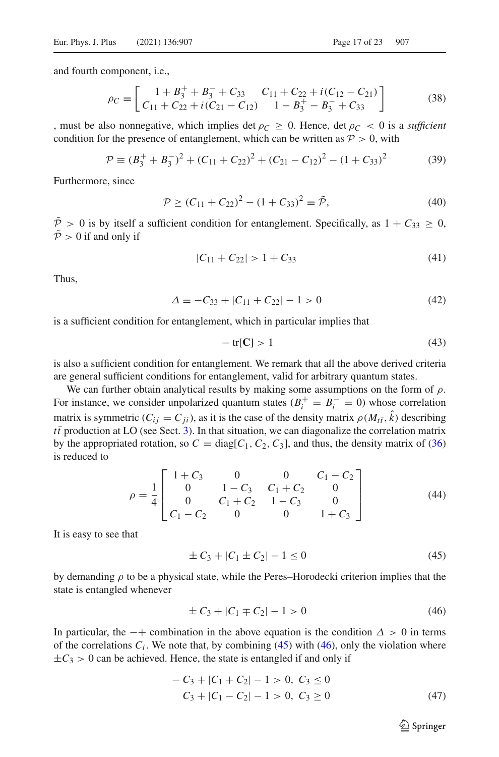and fourth component, i.e.,

$$\rho_C \equiv \begin{bmatrix} 1 + B_3^+ + B_3^- + C_{33} & C_{11} + C_{22} + i(C_{12} - C_{21}) \\ C_{11} + C_{22} + i(C_{21} - C_{12}) & 1 - B_3^+ - B_3^- + C_{33} \end{bmatrix} \tag{38}$$

, must be also nonnegative, which implies $\det \rho_C \geq 0$. Hence, $\det \rho_C < 0$ is a *sufficient* condition for the presence of entanglement, which can be written as $\mathcal{P} > 0$, with

$$\mathcal{P} \equiv (B_3^+ + B_3^-)^2 + (C_{11} + C_{22})^2 + (C_{21} - C_{12})^2 - (1 + C_{33})^2 \tag{39}$$

Furthermore, since

$$\mathcal{P} \geq (C_{11} + C_{22})^2 - (1 + C_{33})^2 \equiv \tilde{\mathcal{P}}, \tag{40}$$

$\tilde{\mathcal{P}} > 0$ is by itself a sufficient condition for entanglement. Specifically, as $1 + C_{33} \geq 0$, $\tilde{\mathcal{P}} > 0$ if and only if

$$|C_{11} + C_{22}| > 1 + C_{33} \tag{41}$$

Thus,

$$\Delta \equiv -C_{33} + |C_{11} + C_{22}| - 1 > 0 \tag{42}$$

is a sufficient condition for entanglement, which in particular implies that

$$-\operatorname{tr}[\mathbf{C}] > 1 \tag{43}$$

is also a sufficient condition for entanglement. We remark that all the above derived criteria are general sufficient conditions for entanglement, valid for arbitrary quantum states.

We can further obtain analytical results by making some assumptions on the form of $\rho$. For instance, we consider unpolarized quantum states ($B_i^+ = B_i^- = 0$) whose correlation matrix is symmetric ($C_{ij} = C_{ji}$), as it is the case of the density matrix $\rho(M_{t\bar{t}}, \hat{k})$ describing $t\bar{t}$ production at LO (see Sect. 3). In that situation, we can diagonalize the correlation matrix by the appropriated rotation, so $C = \text{diag}[C_1, C_2, C_3]$, and thus, the density matrix of (36) is reduced to

$$\rho = \frac{1}{4} \begin{bmatrix} 1 + C_3 & 0 & 0 & C_1 - C_2 \\ 0 & 1 - C_3 & C_1 + C_2 & 0 \\ 0 & C_1 + C_2 & 1 - C_3 & 0 \\ C_1 - C_2 & 0 & 0 & 1 + C_3 \end{bmatrix} \tag{44}$$

It is easy to see that

$$\pm C_3 + |C_1 \pm C_2| - 1 \leq 0 \tag{45}$$

by demanding $\rho$ to be a physical state, while the Peres–Horodecki criterion implies that the state is entangled whenever

$$\pm C_3 + |C_1 \mp C_2| - 1 > 0 \tag{46}$$

In particular, the $-+$ combination in the above equation is the condition $\Delta > 0$ in terms of the correlations $C_i$. We note that, by combining (45) with (46), only the violation where $\pm C_3 > 0$ can be achieved. Hence, the state is entangled if and only if

$$\begin{aligned} -C_3 + |C_1 + C_2| - 1 > 0,\ C_3 \leq 0 \\ C_3 + |C_1 - C_2| - 1 > 0,\ C_3 \geq 0 \end{aligned} \tag{47}$$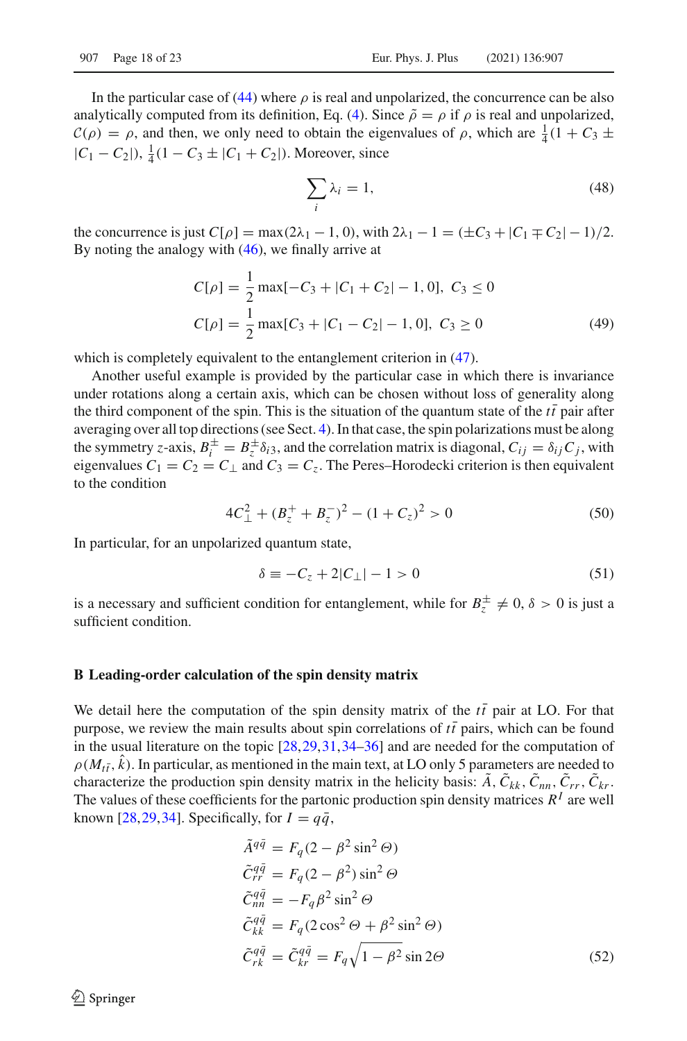In the particular case of (44) where $\rho$ is real and unpolarized, the concurrence can be also analytically computed from its definition, Eq. (4). Since $\tilde{\rho} = \rho$ if $\rho$ is real and unpolarized, $\mathcal{C}(\rho) = \rho$, and then, we only need to obtain the eigenvalues of $\rho$, which are $\frac{1}{4}(1 + C_3 \pm |C_1 - C_2|)$, $\frac{1}{4}(1 - C_3 \pm |C_1 + C_2|)$. Moreover, since

$$\sum_i \lambda_i = 1, \tag{48}$$

the concurrence is just $C[\rho] = \max(2\lambda_1 - 1, 0)$, with $2\lambda_1 - 1 = (\pm C_3 + |C_1 \mp C_2| - 1)/2$. By noting the analogy with (46), we finally arrive at

$$\begin{aligned}
C[\rho] &= \frac{1}{2}\max[-C_3 + |C_1 + C_2| - 1, 0],\ C_3 \leq 0 \\
C[\rho] &= \frac{1}{2}\max[C_3 + |C_1 - C_2| - 1, 0],\ C_3 \geq 0
\end{aligned} \tag{49}$$

which is completely equivalent to the entanglement criterion in (47).

Another useful example is provided by the particular case in which there is invariance under rotations along a certain axis, which can be chosen without loss of generality along the third component of the spin. This is the situation of the quantum state of the $t\bar{t}$ pair after averaging over all top directions (see Sect. 4). In that case, the spin polarizations must be along the symmetry $z$-axis, $B_i^{\pm} = B_z^{\pm}\delta_{i3}$, and the correlation matrix is diagonal, $C_{ij} = \delta_{ij}C_j$, with eigenvalues $C_1 = C_2 = C_{\perp}$ and $C_3 = C_z$. The Peres–Horodecki criterion is then equivalent to the condition

$$4C_{\perp}^2 + (B_z^+ + B_z^-)^2 - (1 + C_z)^2 > 0 \tag{50}$$

In particular, for an unpolarized quantum state,

$$\delta \equiv -C_z + 2|C_{\perp}| - 1 > 0 \tag{51}$$

is a necessary and sufficient condition for entanglement, while for $B_z^{\pm} \neq 0$, $\delta > 0$ is just a sufficient condition.

## B Leading-order calculation of the spin density matrix

We detail here the computation of the spin density matrix of the $t\bar{t}$ pair at LO. For that purpose, we review the main results about spin correlations of $t\bar{t}$ pairs, which can be found in the usual literature on the topic [28,29,31,34–36] and are needed for the computation of $\rho(M_{t\bar{t}}, \hat{k})$. In particular, as mentioned in the main text, at LO only 5 parameters are needed to characterize the production spin density matrix in the helicity basis: $\tilde{A}$, $\tilde{C}_{kk}$, $\tilde{C}_{nn}$, $\tilde{C}_{rr}$, $\tilde{C}_{kr}$. The values of these coefficients for the partonic production spin density matrices $R^I$ are well known [28,29,34]. Specifically, for $I = q\bar{q}$,

$$\begin{aligned}
\tilde{A}^{q\bar{q}} &= F_q(2 - \beta^2 \sin^2 \Theta) \\
\tilde{C}_{rr}^{q\bar{q}} &= F_q(2 - \beta^2)\sin^2 \Theta \\
\tilde{C}_{nn}^{q\bar{q}} &= -F_q\beta^2 \sin^2 \Theta \\
\tilde{C}_{kk}^{q\bar{q}} &= F_q(2\cos^2 \Theta + \beta^2 \sin^2 \Theta) \\
\tilde{C}_{rk}^{q\bar{q}} &= \tilde{C}_{kr}^{q\bar{q}} = F_q\sqrt{1 - \beta^2}\sin 2\Theta
\end{aligned} \tag{52}$$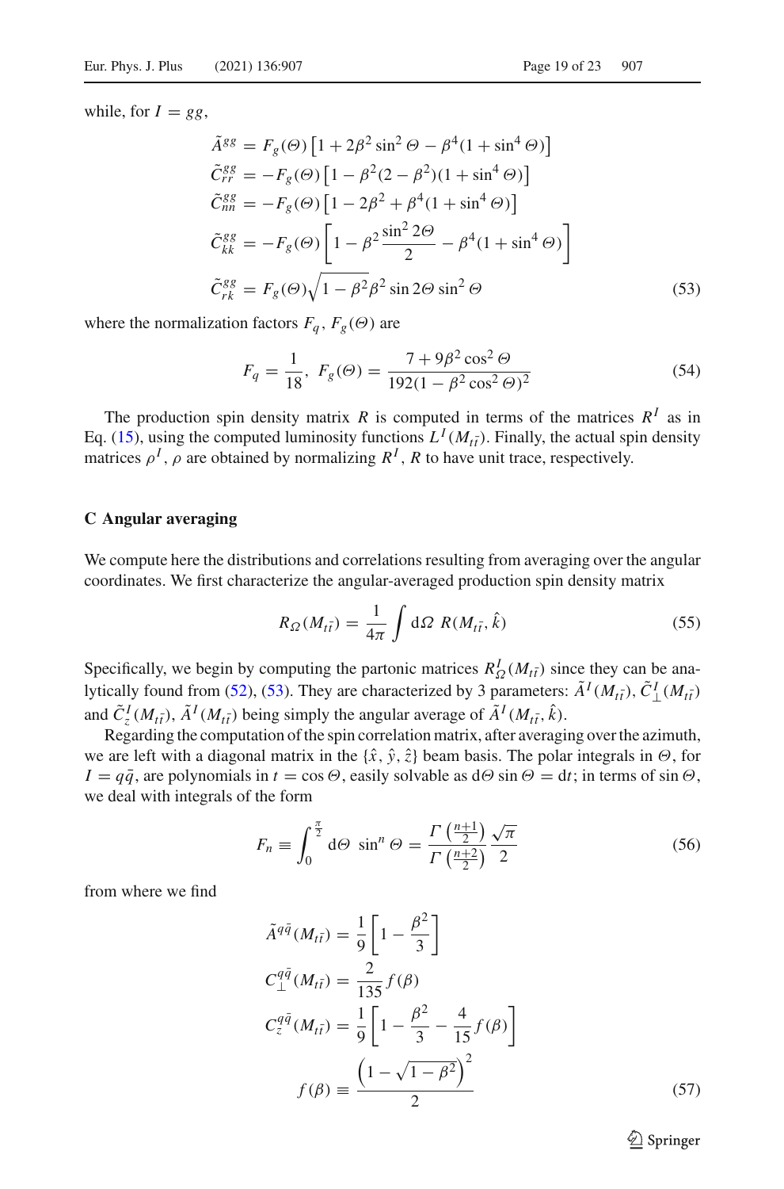while, for $I = gg$,

$$
\begin{aligned}
\tilde{A}^{gg} &= F_g(\Theta)\left[1 + 2\beta^2 \sin^2\Theta - \beta^4(1 + \sin^4\Theta)\right] \\
\tilde{C}_{rr}^{gg} &= -F_g(\Theta)\left[1 - \beta^2(2 - \beta^2)(1 + \sin^4\Theta)\right] \\
\tilde{C}_{nn}^{gg} &= -F_g(\Theta)\left[1 - 2\beta^2 + \beta^4(1 + \sin^4\Theta)\right] \\
\tilde{C}_{kk}^{gg} &= -F_g(\Theta)\left[1 - \beta^2\frac{\sin^2 2\Theta}{2} - \beta^4(1 + \sin^4\Theta)\right] \\
\tilde{C}_{rk}^{gg} &= F_g(\Theta)\sqrt{1 - \beta^2}\beta^2 \sin 2\Theta \sin^2\Theta
\end{aligned}
\tag{53}
$$

where the normalization factors $F_q$, $F_g(\Theta)$ are

$$
F_q = \frac{1}{18}, \quad F_g(\Theta) = \frac{7 + 9\beta^2\cos^2\Theta}{192(1 - \beta^2\cos^2\Theta)^2}
\tag{54}
$$

The production spin density matrix $R$ is computed in terms of the matrices $R^I$ as in Eq. (15), using the computed luminosity functions $L^I(M_{t\bar{t}})$. Finally, the actual spin density matrices $\rho^I$, $\rho$ are obtained by normalizing $R^I$, $R$ to have unit trace, respectively.

## C Angular averaging

We compute here the distributions and correlations resulting from averaging over the angular coordinates. We first characterize the angular-averaged production spin density matrix

$$
R_\Omega(M_{t\bar{t}}) = \frac{1}{4\pi}\int \mathrm{d}\Omega \; R(M_{t\bar{t}}, \hat{k})
\tag{55}
$$

Specifically, we begin by computing the partonic matrices $R_\Omega^I(M_{t\bar{t}})$ since they can be analytically found from (52), (53). They are characterized by 3 parameters: $\tilde{A}^I(M_{t\bar{t}})$, $\tilde{C}_\perp^I(M_{t\bar{t}})$ and $\tilde{C}_z^I(M_{t\bar{t}})$, $\tilde{A}^I(M_{t\bar{t}})$ being simply the angular average of $\tilde{A}^I(M_{t\bar{t}}, \hat{k})$.

Regarding the computation of the spin correlation matrix, after averaging over the azimuth, we are left with a diagonal matrix in the $\{\hat{x}, \hat{y}, \hat{z}\}$ beam basis. The polar integrals in $\Theta$, for $I = q\bar{q}$, are polynomials in $t = \cos\Theta$, easily solvable as $\mathrm{d}\Theta \sin\Theta = \mathrm{d}t$; in terms of $\sin\Theta$, we deal with integrals of the form

$$
F_n \equiv \int_0^{\frac{\pi}{2}} \mathrm{d}\Theta \; \sin^n\Theta = \frac{\Gamma\left(\frac{n+1}{2}\right)}{\Gamma\left(\frac{n+2}{2}\right)}\frac{\sqrt{\pi}}{2}
\tag{56}
$$

from where we find

$$
\begin{aligned}
\tilde{A}^{q\bar{q}}(M_{t\bar{t}}) &= \frac{1}{9}\left[1 - \frac{\beta^2}{3}\right] \\
C_\perp^{q\bar{q}}(M_{t\bar{t}}) &= \frac{2}{135}f(\beta) \\
C_z^{q\bar{q}}(M_{t\bar{t}}) &= \frac{1}{9}\left[1 - \frac{\beta^2}{3} - \frac{4}{15}f(\beta)\right] \\
f(\beta) &\equiv \frac{\left(1 - \sqrt{1 - \beta^2}\right)^2}{2}
\end{aligned}
\tag{57}
$$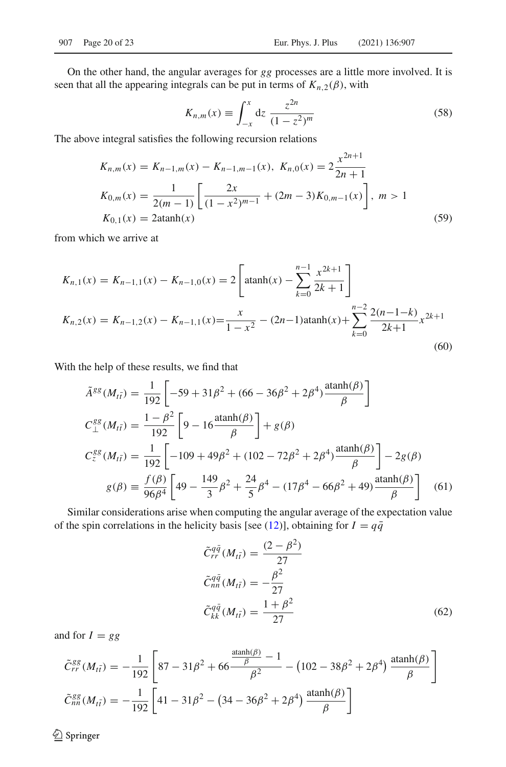On the other hand, the angular averages for $gg$ processes are a little more involved. It is seen that all the appearing integrals can be put in terms of $K_{n,2}(\beta)$, with

$$K_{n,m}(x) \equiv \int_{-x}^{x} \mathrm{d}z \; \frac{z^{2n}}{(1-z^2)^m} \tag{58}$$

The above integral satisfies the following recursion relations

$$\begin{aligned}
K_{n,m}(x) &= K_{n-1,m}(x) - K_{n-1,m-1}(x), \;\; K_{n,0}(x) = 2\frac{x^{2n+1}}{2n+1} \\
K_{0,m}(x) &= \frac{1}{2(m-1)}\left[\frac{2x}{(1-x^2)^{m-1}} + (2m-3)K_{0,m-1}(x)\right], \;\; m > 1 \\
K_{0,1}(x) &= 2\,\mathrm{atanh}(x)
\end{aligned} \tag{59}$$

from which we arrive at

$$\begin{aligned}
K_{n,1}(x) &= K_{n-1,1}(x) - K_{n-1,0}(x) = 2\left[\mathrm{atanh}(x) - \sum_{k=0}^{n-1}\frac{x^{2k+1}}{2k+1}\right] \\
K_{n,2}(x) &= K_{n-1,2}(x) - K_{n-1,1}(x) = \frac{x}{1-x^2} - (2n-1)\mathrm{atanh}(x) + \sum_{k=0}^{n-2}\frac{2(n-1-k)}{2k+1}x^{2k+1}
\end{aligned} \tag{60}$$

With the help of these results, we find that

$$\begin{aligned}
\tilde{A}^{gg}(M_{t\bar{t}}) &= \frac{1}{192}\left[-59 + 31\beta^2 + (66 - 36\beta^2 + 2\beta^4)\frac{\mathrm{atanh}(\beta)}{\beta}\right] \\
C_{\perp}^{gg}(M_{t\bar{t}}) &= \frac{1-\beta^2}{192}\left[9 - 16\frac{\mathrm{atanh}(\beta)}{\beta}\right] + g(\beta) \\
C_{z}^{gg}(M_{t\bar{t}}) &= \frac{1}{192}\left[-109 + 49\beta^2 + (102 - 72\beta^2 + 2\beta^4)\frac{\mathrm{atanh}(\beta)}{\beta}\right] - 2g(\beta) \\
g(\beta) &\equiv \frac{f(\beta)}{96\beta^4}\left[49 - \frac{149}{3}\beta^2 + \frac{24}{5}\beta^4 - (17\beta^4 - 66\beta^2 + 49)\frac{\mathrm{atanh}(\beta)}{\beta}\right]
\end{aligned} \tag{61}$$

Similar considerations arise when computing the angular average of the expectation value of the spin correlations in the helicity basis [see (12)], obtaining for $I = q\bar{q}$

$$\begin{aligned}
\tilde{C}_{rr}^{q\bar{q}}(M_{t\bar{t}}) &= \frac{(2-\beta^2)}{27} \\
\tilde{C}_{nn}^{q\bar{q}}(M_{t\bar{t}}) &= -\frac{\beta^2}{27} \\
\tilde{C}_{kk}^{q\bar{q}}(M_{t\bar{t}}) &= \frac{1+\beta^2}{27}
\end{aligned} \tag{62}$$

and for $I = gg$

$$\begin{aligned}
\tilde{C}_{rr}^{gg}(M_{t\bar{t}}) &= -\frac{1}{192}\left[87 - 31\beta^2 + 66\frac{\frac{\mathrm{atanh}(\beta)}{\beta} - 1}{\beta^2} - \left(102 - 38\beta^2 + 2\beta^4\right)\frac{\mathrm{atanh}(\beta)}{\beta}\right] \\
\tilde{C}_{nn}^{gg}(M_{t\bar{t}}) &= -\frac{1}{192}\left[41 - 31\beta^2 - \left(34 - 36\beta^2 + 2\beta^4\right)\frac{\mathrm{atanh}(\beta)}{\beta}\right]
\end{aligned}$$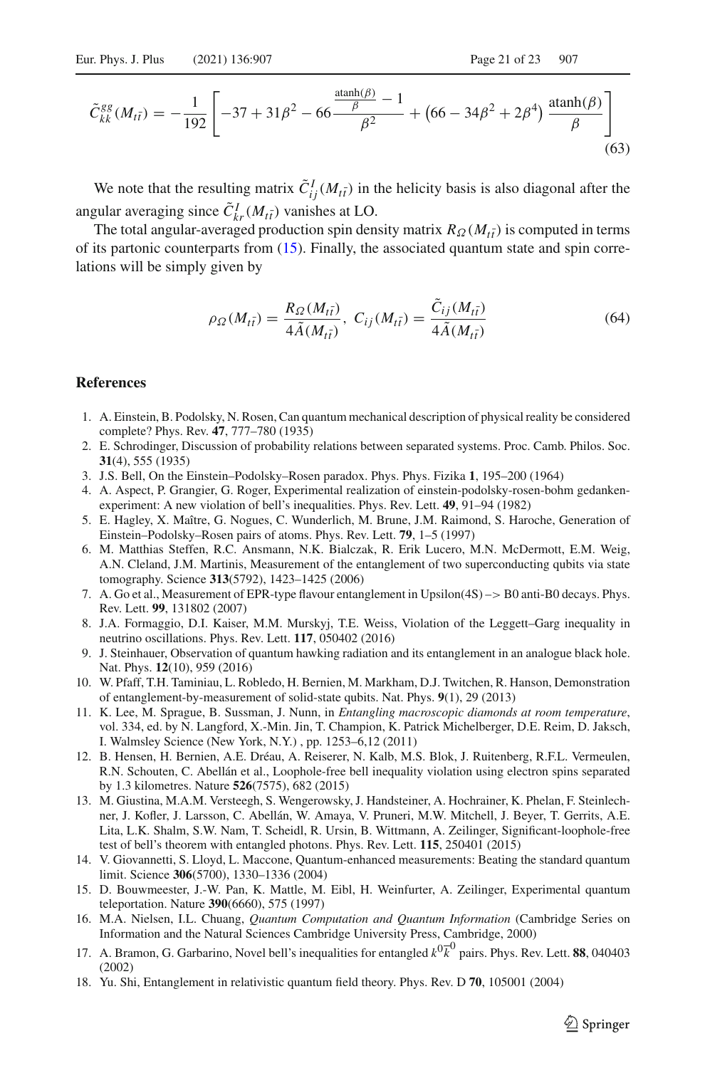$$\tilde{C}^{gg}_{kk}(M_{t\bar{t}}) = -\frac{1}{192}\left[-37 + 31\beta^2 - 66\frac{\frac{\text{atanh}(\beta)}{\beta} - 1}{\beta^2} + \left(66 - 34\beta^2 + 2\beta^4\right)\frac{\text{atanh}(\beta)}{\beta}\right] \tag{63}$$

We note that the resulting matrix $\tilde{C}^I_{ij}(M_{t\bar{t}})$ in the helicity basis is also diagonal after the angular averaging since $\tilde{C}^I_{kr}(M_{t\bar{t}})$ vanishes at LO.

The total angular-averaged production spin density matrix $R_\Omega(M_{t\bar{t}})$ is computed in terms of its partonic counterparts from (15). Finally, the associated quantum state and spin correlations will be simply given by

$$\rho_\Omega(M_{t\bar{t}}) = \frac{R_\Omega(M_{t\bar{t}})}{4\tilde{A}(M_{t\bar{t}})},\ C_{ij}(M_{t\bar{t}}) = \frac{\tilde{C}_{ij}(M_{t\bar{t}})}{4\tilde{A}(M_{t\bar{t}})} \tag{64}$$

## References

1. A. Einstein, B. Podolsky, N. Rosen, Can quantum mechanical description of physical reality be considered complete? Phys. Rev. **47**, 777–780 (1935)
2. E. Schrodinger, Discussion of probability relations between separated systems. Proc. Camb. Philos. Soc. **31**(4), 555 (1935)
3. J.S. Bell, On the Einstein–Podolsky–Rosen paradox. Phys. Phys. Fizika **1**, 195–200 (1964)
4. A. Aspect, P. Grangier, G. Roger, Experimental realization of einstein-podolsky-rosen-bohm gedankenexperiment: A new violation of bell's inequalities. Phys. Rev. Lett. **49**, 91–94 (1982)
5. E. Hagley, X. Maître, G. Nogues, C. Wunderlich, M. Brune, J.M. Raimond, S. Haroche, Generation of Einstein–Podolsky–Rosen pairs of atoms. Phys. Rev. Lett. **79**, 1–5 (1997)
6. M. Matthias Steffen, R.C. Ansmann, N.K. Bialczak, R. Erik Lucero, M.N. McDermott, E.M. Weig, A.N. Cleland, J.M. Martinis, Measurement of the entanglement of two superconducting qubits via state tomography. Science **313**(5792), 1423–1425 (2006)
7. A. Go et al., Measurement of EPR-type flavour entanglement in Upsilon(4S) –> B0 anti-B0 decays. Phys. Rev. Lett. **99**, 131802 (2007)
8. J.A. Formaggio, D.I. Kaiser, M.M. Murskyj, T.E. Weiss, Violation of the Leggett–Garg inequality in neutrino oscillations. Phys. Rev. Lett. **117**, 050402 (2016)
9. J. Steinhauer, Observation of quantum hawking radiation and its entanglement in an analogue black hole. Nat. Phys. **12**(10), 959 (2016)
10. W. Pfaff, T.H. Taminiau, L. Robledo, H. Bernien, M. Markham, D.J. Twitchen, R. Hanson, Demonstration of entanglement-by-measurement of solid-state qubits. Nat. Phys. **9**(1), 29 (2013)
11. K. Lee, M. Sprague, B. Sussman, J. Nunn, in *Entangling macroscopic diamonds at room temperature*, vol. 334, ed. by N. Langford, X.-Min. Jin, T. Champion, K. Patrick Michelberger, D.E. Reim, D. Jaksch, I. Walmsley Science (New York, N.Y.) , pp. 1253–6,12 (2011)
12. B. Hensen, H. Bernien, A.E. Dréau, A. Reiserer, N. Kalb, M.S. Blok, J. Ruitenberg, R.F.L. Vermeulen, R.N. Schouten, C. Abellán et al., Loophole-free bell inequality violation using electron spins separated by 1.3 kilometres. Nature **526**(7575), 682 (2015)
13. M. Giustina, M.A.M. Versteegh, S. Wengerowsky, J. Handsteiner, A. Hochrainer, K. Phelan, F. Steinlechner, J. Kofler, J. Larsson, C. Abellán, W. Amaya, V. Pruneri, M.W. Mitchell, J. Beyer, T. Gerrits, A.E. Lita, L.K. Shalm, S.W. Nam, T. Scheidl, R. Ursin, B. Wittmann, A. Zeilinger, Significant-loophole-free test of bell's theorem with entangled photons. Phys. Rev. Lett. **115**, 250401 (2015)
14. V. Giovannetti, S. Lloyd, L. Maccone, Quantum-enhanced measurements: Beating the standard quantum limit. Science **306**(5700), 1330–1336 (2004)
15. D. Bouwmeester, J.-W. Pan, K. Mattle, M. Eibl, H. Weinfurter, A. Zeilinger, Experimental quantum teleportation. Nature **390**(6660), 575 (1997)
16. M.A. Nielsen, I.L. Chuang, *Quantum Computation and Quantum Information* (Cambridge Series on Information and the Natural Sciences Cambridge University Press, Cambridge, 2000)
17. A. Bramon, G. Garbarino, Novel bell's inequalities for entangled $k^0\overline{k}^0$ pairs. Phys. Rev. Lett. **88**, 040403 (2002)
18. Yu. Shi, Entanglement in relativistic quantum field theory. Phys. Rev. D **70**, 105001 (2004)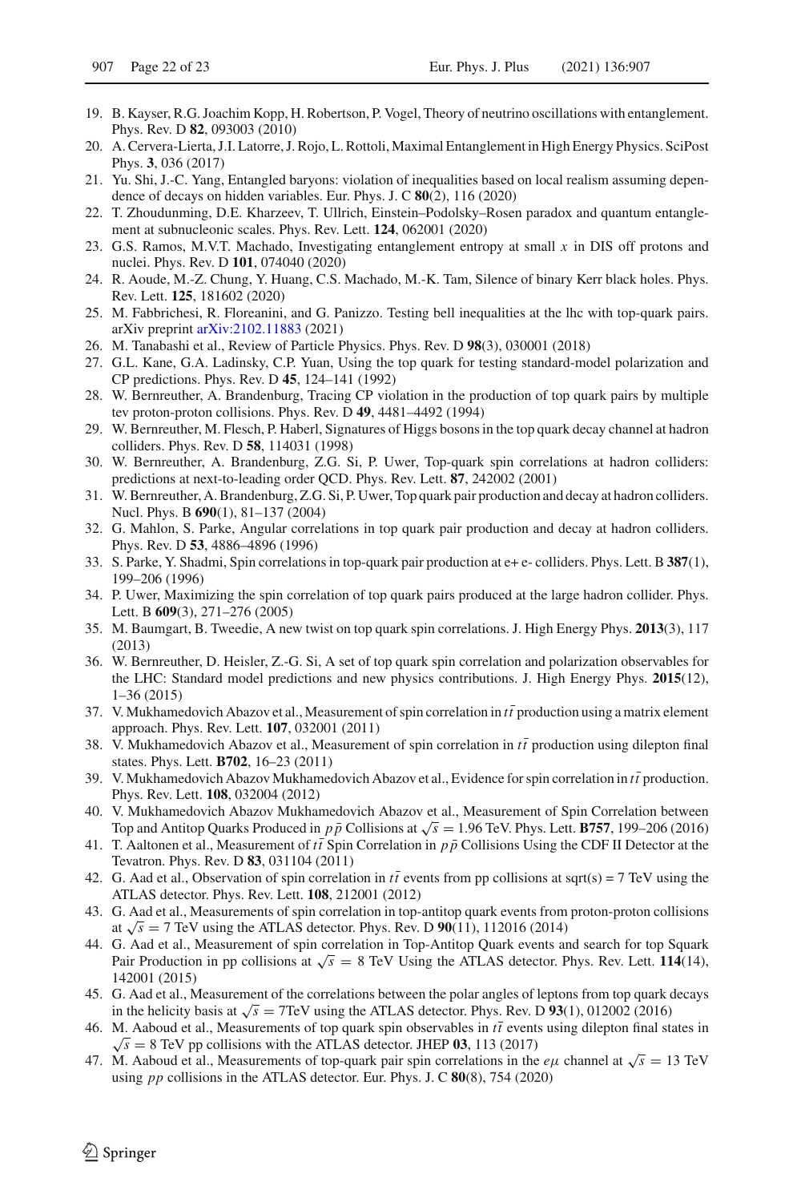19. B. Kayser, R.G. Joachim Kopp, H. Robertson, P. Vogel, Theory of neutrino oscillations with entanglement. Phys. Rev. D **82**, 093003 (2010)
20. A. Cervera-Lierta, J.I. Latorre, J. Rojo, L. Rottoli, Maximal Entanglement in High Energy Physics. SciPost Phys. **3**, 036 (2017)
21. Yu. Shi, J.-C. Yang, Entangled baryons: violation of inequalities based on local realism assuming dependence of decays on hidden variables. Eur. Phys. J. C **80**(2), 116 (2020)
22. T. Zhoudunming, D.E. Kharzeev, T. Ullrich, Einstein–Podolsky–Rosen paradox and quantum entanglement at subnucleonic scales. Phys. Rev. Lett. **124**, 062001 (2020)
23. G.S. Ramos, M.V.T. Machado, Investigating entanglement entropy at small $x$ in DIS off protons and nuclei. Phys. Rev. D **101**, 074040 (2020)
24. R. Aoude, M.-Z. Chung, Y. Huang, C.S. Machado, M.-K. Tam, Silence of binary Kerr black holes. Phys. Rev. Lett. **125**, 181602 (2020)
25. M. Fabbrichesi, R. Floreanini, and G. Panizzo. Testing bell inequalities at the lhc with top-quark pairs. arXiv preprint arXiv:2102.11883 (2021)
26. M. Tanabashi et al., Review of Particle Physics. Phys. Rev. D **98**(3), 030001 (2018)
27. G.L. Kane, G.A. Ladinsky, C.P. Yuan, Using the top quark for testing standard-model polarization and CP predictions. Phys. Rev. D **45**, 124–141 (1992)
28. W. Bernreuther, A. Brandenburg, Tracing CP violation in the production of top quark pairs by multiple tev proton-proton collisions. Phys. Rev. D **49**, 4481–4492 (1994)
29. W. Bernreuther, M. Flesch, P. Haberl, Signatures of Higgs bosons in the top quark decay channel at hadron colliders. Phys. Rev. D **58**, 114031 (1998)
30. W. Bernreuther, A. Brandenburg, Z.G. Si, P. Uwer, Top-quark spin correlations at hadron colliders: predictions at next-to-leading order QCD. Phys. Rev. Lett. **87**, 242002 (2001)
31. W. Bernreuther, A. Brandenburg, Z.G. Si, P. Uwer, Top quark pair production and decay at hadron colliders. Nucl. Phys. B **690**(1), 81–137 (2004)
32. G. Mahlon, S. Parke, Angular correlations in top quark pair production and decay at hadron colliders. Phys. Rev. D **53**, 4886–4896 (1996)
33. S. Parke, Y. Shadmi, Spin correlations in top-quark pair production at e+ e- colliders. Phys. Lett. B **387**(1), 199–206 (1996)
34. P. Uwer, Maximizing the spin correlation of top quark pairs produced at the large hadron collider. Phys. Lett. B **609**(3), 271–276 (2005)
35. M. Baumgart, B. Tweedie, A new twist on top quark spin correlations. J. High Energy Phys. **2013**(3), 117 (2013)
36. W. Bernreuther, D. Heisler, Z.-G. Si, A set of top quark spin correlation and polarization observables for the LHC: Standard model predictions and new physics contributions. J. High Energy Phys. **2015**(12), 1–36 (2015)
37. V. Mukhamedovich Abazov et al., Measurement of spin correlation in $t\bar{t}$ production using a matrix element approach. Phys. Rev. Lett. **107**, 032001 (2011)
38. V. Mukhamedovich Abazov et al., Measurement of spin correlation in $t\bar{t}$ production using dilepton final states. Phys. Lett. **B702**, 16–23 (2011)
39. V. Mukhamedovich Abazov Mukhamedovich Abazov et al., Evidence for spin correlation in $t\bar{t}$ production. Phys. Rev. Lett. **108**, 032004 (2012)
40. V. Mukhamedovich Abazov Mukhamedovich Abazov et al., Measurement of Spin Correlation between Top and Antitop Quarks Produced in $p\bar{p}$ Collisions at $\sqrt{s} = 1.96$ TeV. Phys. Lett. **B757**, 199–206 (2016)
41. T. Aaltonen et al., Measurement of $t\bar{t}$ Spin Correlation in $p\bar{p}$ Collisions Using the CDF II Detector at the Tevatron. Phys. Rev. D **83**, 031104 (2011)
42. G. Aad et al., Observation of spin correlation in $t\bar{t}$ events from pp collisions at sqrt(s) = 7 TeV using the ATLAS detector. Phys. Rev. Lett. **108**, 212001 (2012)
43. G. Aad et al., Measurements of spin correlation in top-antitop quark events from proton-proton collisions at $\sqrt{s} = 7$ TeV using the ATLAS detector. Phys. Rev. D **90**(11), 112016 (2014)
44. G. Aad et al., Measurement of spin correlation in Top-Antitop Quark events and search for top Squark Pair Production in pp collisions at $\sqrt{s} = 8$ TeV Using the ATLAS detector. Phys. Rev. Lett. **114**(14), 142001 (2015)
45. G. Aad et al., Measurement of the correlations between the polar angles of leptons from top quark decays in the helicity basis at $\sqrt{s} = 7$TeV using the ATLAS detector. Phys. Rev. D **93**(1), 012002 (2016)
46. M. Aaboud et al., Measurements of top quark spin observables in $t\bar{t}$ events using dilepton final states in $\sqrt{s} = 8$ TeV pp collisions with the ATLAS detector. JHEP **03**, 113 (2017)
47. M. Aaboud et al., Measurements of top-quark pair spin correlations in the $e\mu$ channel at $\sqrt{s} = 13$ TeV using $pp$ collisions in the ATLAS detector. Eur. Phys. J. C **80**(8), 754 (2020)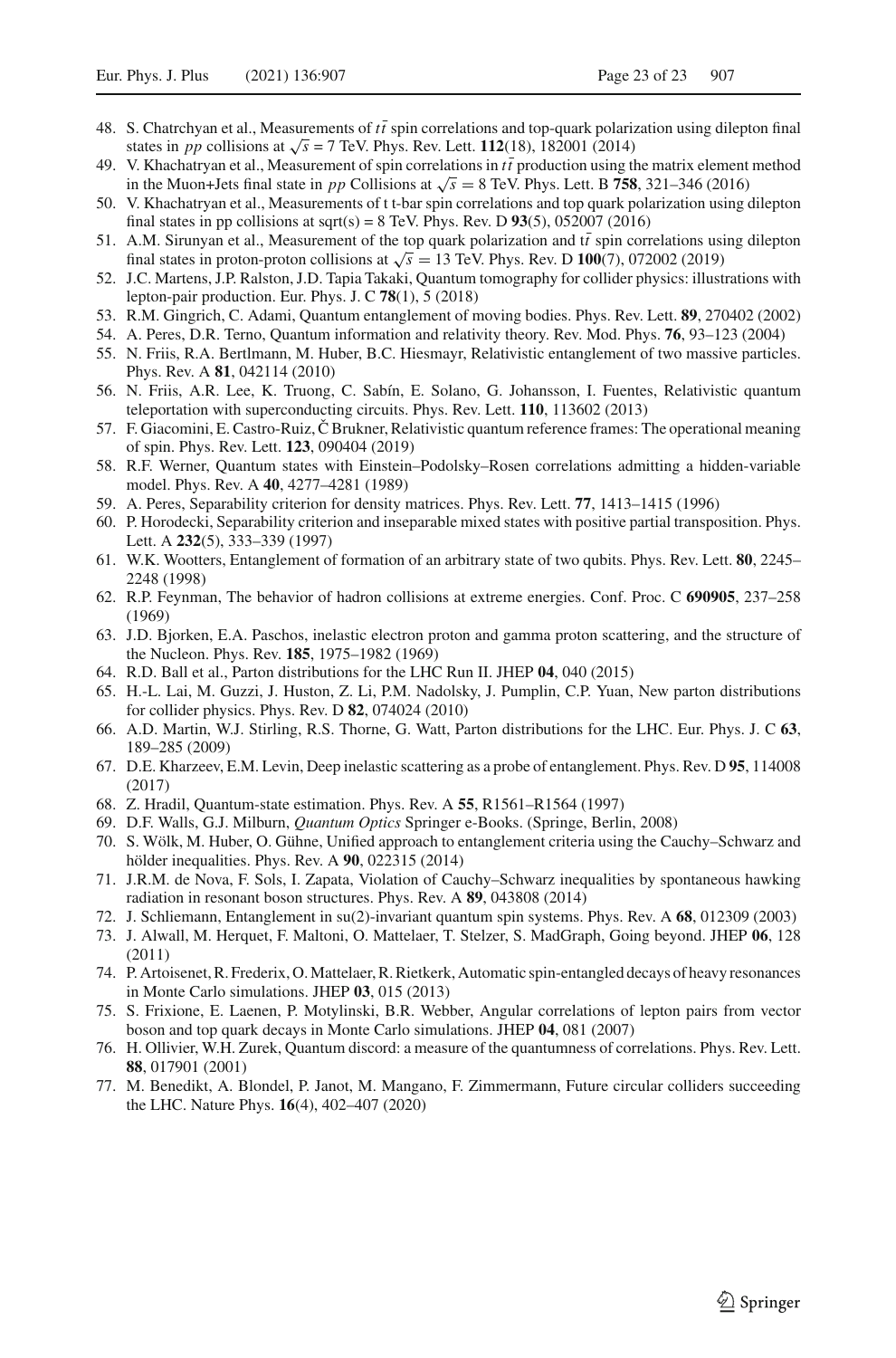48. S. Chatrchyan et al., Measurements of $t\bar{t}$ spin correlations and top-quark polarization using dilepton final states in $pp$ collisions at $\sqrt{s}$ = 7 TeV. Phys. Rev. Lett. **112**(18), 182001 (2014)
49. V. Khachatryan et al., Measurement of spin correlations in $t\bar{t}$ production using the matrix element method in the Muon+Jets final state in $pp$ Collisions at $\sqrt{s} = 8$ TeV. Phys. Lett. B **758**, 321–346 (2016)
50. V. Khachatryan et al., Measurements of t t-bar spin correlations and top quark polarization using dilepton final states in pp collisions at sqrt(s) = 8 TeV. Phys. Rev. D **93**(5), 052007 (2016)
51. A.M. Sirunyan et al., Measurement of the top quark polarization and t$\bar{t}$ spin correlations using dilepton final states in proton-proton collisions at $\sqrt{s} = 13$ TeV. Phys. Rev. D **100**(7), 072002 (2019)
52. J.C. Martens, J.P. Ralston, J.D. Tapia Takaki, Quantum tomography for collider physics: illustrations with lepton-pair production. Eur. Phys. J. C **78**(1), 5 (2018)
53. R.M. Gingrich, C. Adami, Quantum entanglement of moving bodies. Phys. Rev. Lett. **89**, 270402 (2002)
54. A. Peres, D.R. Terno, Quantum information and relativity theory. Rev. Mod. Phys. **76**, 93–123 (2004)
55. N. Friis, R.A. Bertlmann, M. Huber, B.C. Hiesmayr, Relativistic entanglement of two massive particles. Phys. Rev. A **81**, 042114 (2010)
56. N. Friis, A.R. Lee, K. Truong, C. Sabín, E. Solano, G. Johansson, I. Fuentes, Relativistic quantum teleportation with superconducting circuits. Phys. Rev. Lett. **110**, 113602 (2013)
57. F. Giacomini, E. Castro-Ruiz, Č Brukner, Relativistic quantum reference frames: The operational meaning of spin. Phys. Rev. Lett. **123**, 090404 (2019)
58. R.F. Werner, Quantum states with Einstein–Podolsky–Rosen correlations admitting a hidden-variable model. Phys. Rev. A **40**, 4277–4281 (1989)
59. A. Peres, Separability criterion for density matrices. Phys. Rev. Lett. **77**, 1413–1415 (1996)
60. P. Horodecki, Separability criterion and inseparable mixed states with positive partial transposition. Phys. Lett. A **232**(5), 333–339 (1997)
61. W.K. Wootters, Entanglement of formation of an arbitrary state of two qubits. Phys. Rev. Lett. **80**, 2245–2248 (1998)
62. R.P. Feynman, The behavior of hadron collisions at extreme energies. Conf. Proc. C **690905**, 237–258 (1969)
63. J.D. Bjorken, E.A. Paschos, inelastic electron proton and gamma proton scattering, and the structure of the Nucleon. Phys. Rev. **185**, 1975–1982 (1969)
64. R.D. Ball et al., Parton distributions for the LHC Run II. JHEP **04**, 040 (2015)
65. H.-L. Lai, M. Guzzi, J. Huston, Z. Li, P.M. Nadolsky, J. Pumplin, C.P. Yuan, New parton distributions for collider physics. Phys. Rev. D **82**, 074024 (2010)
66. A.D. Martin, W.J. Stirling, R.S. Thorne, G. Watt, Parton distributions for the LHC. Eur. Phys. J. C **63**, 189–285 (2009)
67. D.E. Kharzeev, E.M. Levin, Deep inelastic scattering as a probe of entanglement. Phys. Rev. D **95**, 114008 (2017)
68. Z. Hradil, Quantum-state estimation. Phys. Rev. A **55**, R1561–R1564 (1997)
69. D.F. Walls, G.J. Milburn, *Quantum Optics* Springer e-Books. (Springe, Berlin, 2008)
70. S. Wölk, M. Huber, O. Gühne, Unified approach to entanglement criteria using the Cauchy–Schwarz and hölder inequalities. Phys. Rev. A **90**, 022315 (2014)
71. J.R.M. de Nova, F. Sols, I. Zapata, Violation of Cauchy–Schwarz inequalities by spontaneous hawking radiation in resonant boson structures. Phys. Rev. A **89**, 043808 (2014)
72. J. Schliemann, Entanglement in su(2)-invariant quantum spin systems. Phys. Rev. A **68**, 012309 (2003)
73. J. Alwall, M. Herquet, F. Maltoni, O. Mattelaer, T. Stelzer, S. MadGraph, Going beyond. JHEP **06**, 128 (2011)
74. P. Artoisenet, R. Frederix, O. Mattelaer, R. Rietkerk, Automatic spin-entangled decays of heavy resonances in Monte Carlo simulations. JHEP **03**, 015 (2013)
75. S. Frixione, E. Laenen, P. Motylinski, B.R. Webber, Angular correlations of lepton pairs from vector boson and top quark decays in Monte Carlo simulations. JHEP **04**, 081 (2007)
76. H. Ollivier, W.H. Zurek, Quantum discord: a measure of the quantumness of correlations. Phys. Rev. Lett. **88**, 017901 (2001)
77. M. Benedikt, A. Blondel, P. Janot, M. Mangano, F. Zimmermann, Future circular colliders succeeding the LHC. Nature Phys. **16**(4), 402–407 (2020)